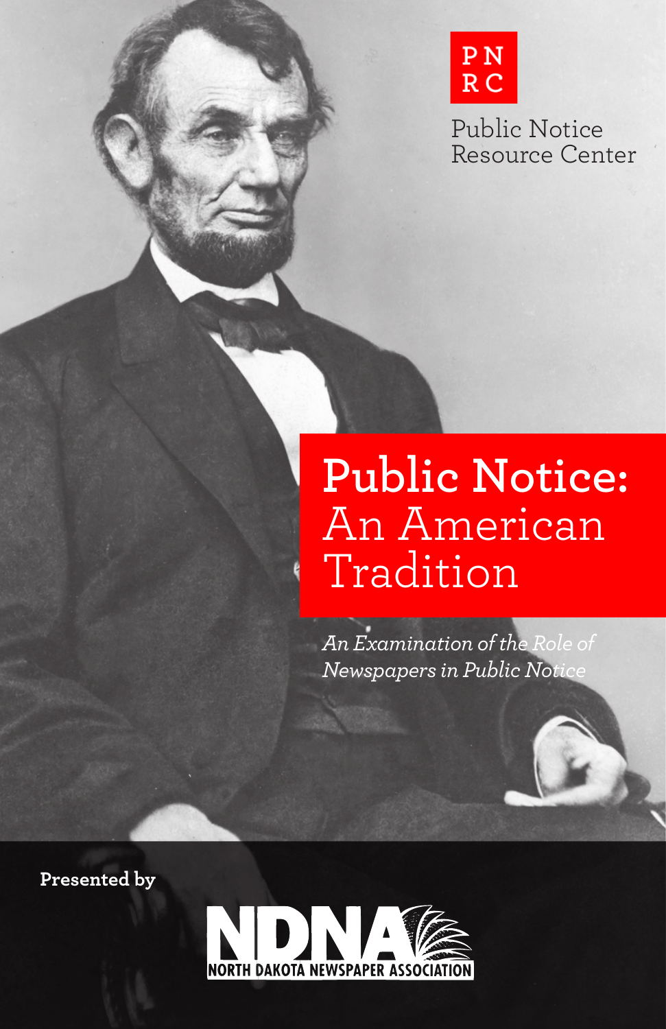PN
RC

Public Notice
Resource Center

# Public Notice: An American Tradition

*An Examination of the Role of Newspapers in Public Notice*

**Presented by**

NDNA
NORTH DAKOTA NEWSPAPER ASSOCIATION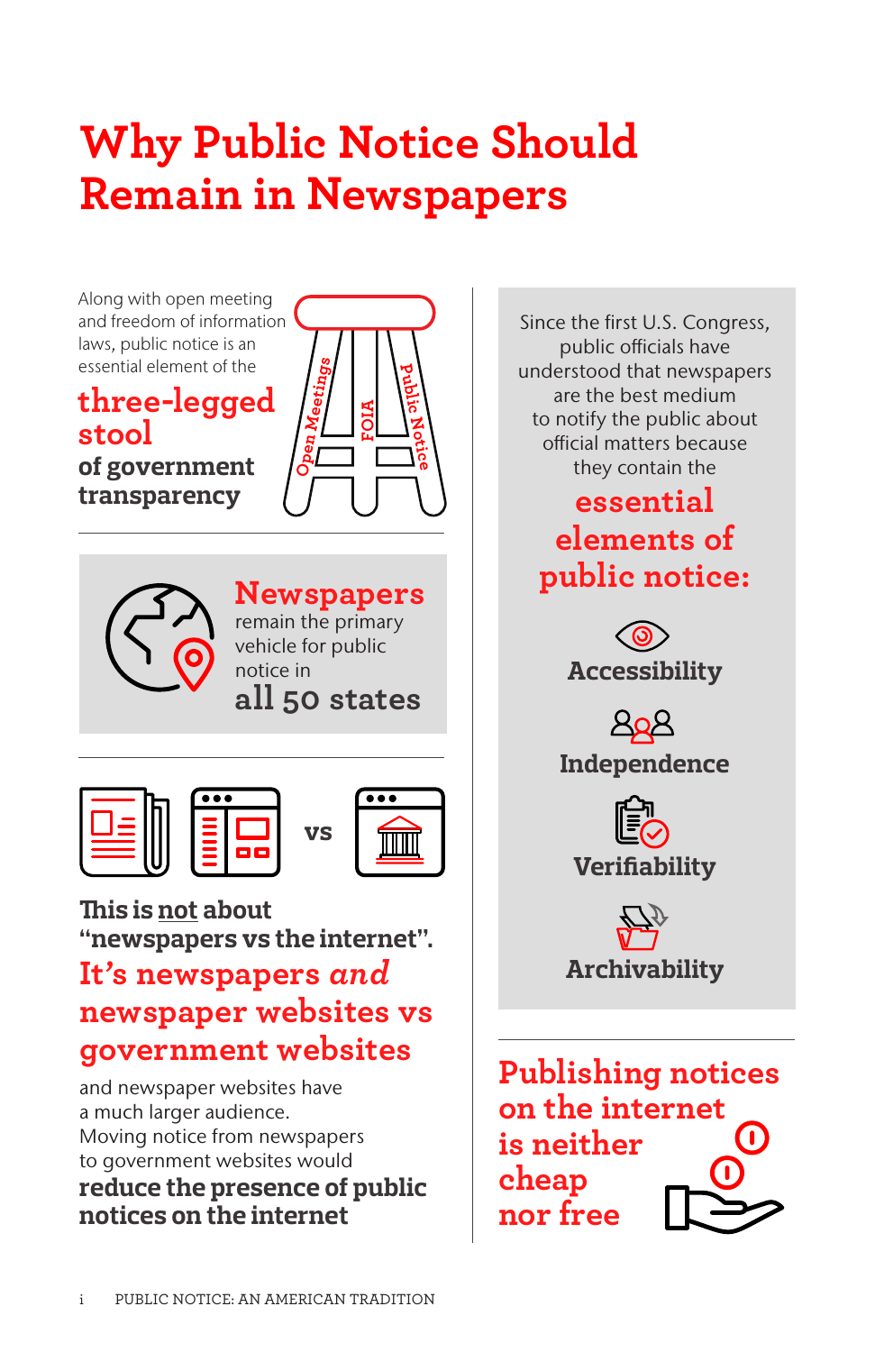# Why Public Notice Should Remain in Newspapers

Along with open meeting and freedom of information laws, public notice is an essential element of the

**three-legged stool**

**of government transparency**

Open Meetings

FOIA

Public Notice

**Newspapers** remain the primary vehicle for public notice in

**all 50 states**

vs

**This is not about "newspapers vs the internet".**

**It's newspapers *and* newspaper websites vs government websites**

and newspaper websites have a much larger audience. Moving notice from newspapers to government websites would **reduce the presence of public notices on the internet**

Since the first U.S. Congress, public officials have understood that newspapers are the best medium to notify the public about official matters because they contain the

**essential elements of public notice:**

**Accessibility**

**Independence**

**Verifiability**

**Archivability**

**Publishing notices on the internet is neither cheap nor free**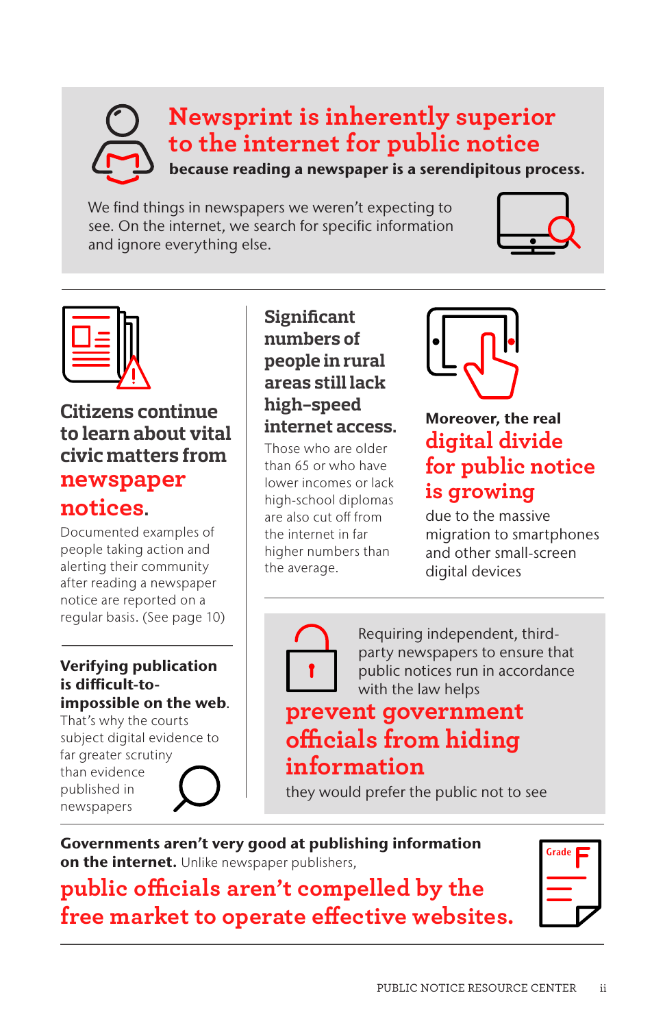## Newsprint is inherently superior to the internet for public notice

**because reading a newspaper is a serendipitous process.**

We find things in newspapers we weren't expecting to see. On the internet, we search for specific information and ignore everything else.

---

### Citizens continue to learn about vital civic matters from newspaper notices.

Documented examples of people taking action and alerting their community after reading a newspaper notice are reported on a regular basis. (See page 10)

---

**Verifying publication is difficult-to-impossible on the web.** That's why the courts subject digital evidence to far greater scrutiny than evidence published in newspapers

---

### Significant numbers of people in rural areas still lack high-speed internet access.

Those who are older than 65 or who have lower incomes or lack high-school diplomas are also cut off from the internet in far higher numbers than the average.

---

**Moreover, the real**

### digital divide for public notice is growing

due to the massive migration to smartphones and other small-screen digital devices

---

Requiring independent, third-party newspapers to ensure that public notices run in accordance with the law helps

### prevent government officials from hiding information

they would prefer the public not to see

---

**Governments aren't very good at publishing information on the internet.** Unlike newspaper publishers,

### public officials aren't compelled by the free market to operate effective websites.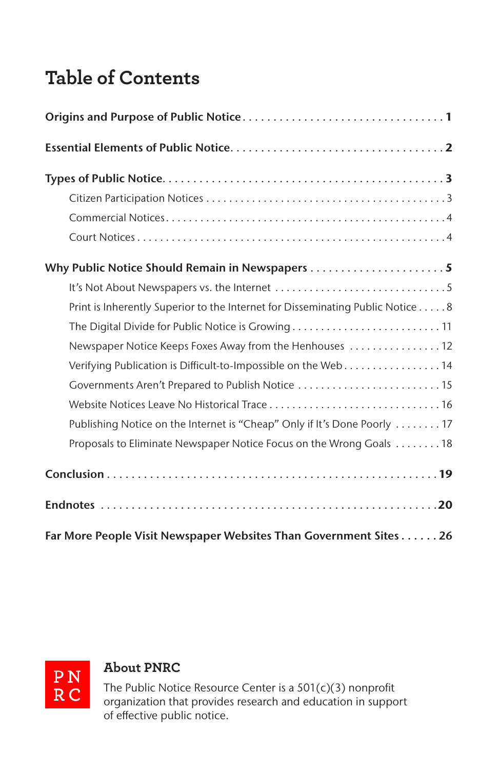# Table of Contents

**Origins and Purpose of Public Notice** . . . . . . . . . . . . . . . . . . . . . . . . . . . . . . . . **1**

**Essential Elements of Public Notice** . . . . . . . . . . . . . . . . . . . . . . . . . . . . . . . . **2**

**Types of Public Notice** . . . . . . . . . . . . . . . . . . . . . . . . . . . . . . . . . . . . . . . . . . . **3**

- Citizen Participation Notices . . . . . . . . . . . . . . . . . . . . . . . . . . . . . . . . . . . . . . 3
- Commercial Notices . . . . . . . . . . . . . . . . . . . . . . . . . . . . . . . . . . . . . . . . . . . . . 4
- Court Notices . . . . . . . . . . . . . . . . . . . . . . . . . . . . . . . . . . . . . . . . . . . . . . . . . . 4

**Why Public Notice Should Remain in Newspapers** . . . . . . . . . . . . . . . . . . . . . . **5**

- It's Not About Newspapers vs. the Internet . . . . . . . . . . . . . . . . . . . . . . . . . . . . 5
- Print is Inherently Superior to the Internet for Disseminating Public Notice . . . . . 8
- The Digital Divide for Public Notice is Growing . . . . . . . . . . . . . . . . . . . . . . . . . 11
- Newspaper Notice Keeps Foxes Away from the Henhouses . . . . . . . . . . . . . . . . 12
- Verifying Publication is Difficult-to-Impossible on the Web . . . . . . . . . . . . . . . . 14
- Governments Aren't Prepared to Publish Notice . . . . . . . . . . . . . . . . . . . . . . . . 15
- Website Notices Leave No Historical Trace . . . . . . . . . . . . . . . . . . . . . . . . . . . . 16
- Publishing Notice on the Internet is "Cheap" Only if It's Done Poorly . . . . . . . . 17
- Proposals to Eliminate Newspaper Notice Focus on the Wrong Goals . . . . . . . . 18

**Conclusion** . . . . . . . . . . . . . . . . . . . . . . . . . . . . . . . . . . . . . . . . . . . . . . . . . . . . **19**

**Endnotes** . . . . . . . . . . . . . . . . . . . . . . . . . . . . . . . . . . . . . . . . . . . . . . . . . . . . . **20**

**Far More People Visit Newspaper Websites Than Government Sites** . . . . . . **26**

PN RC

## About PNRC

The Public Notice Resource Center is a 501(c)(3) nonprofit organization that provides research and education in support of effective public notice.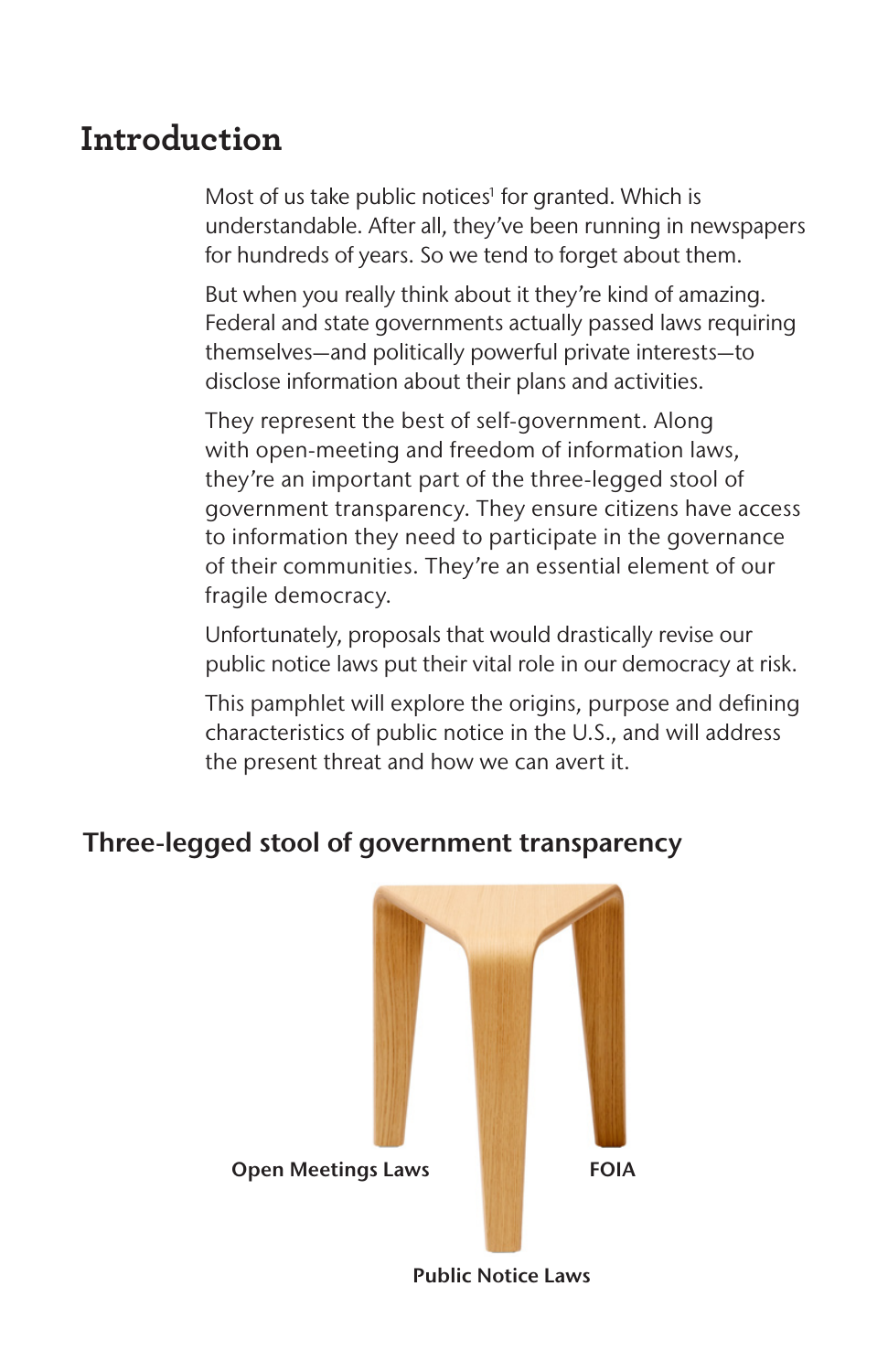# Introduction

Most of us take public notices[1] for granted. Which is understandable. After all, they've been running in newspapers for hundreds of years. So we tend to forget about them.

But when you really think about it they're kind of amazing. Federal and state governments actually passed laws requiring themselves—and politically powerful private interests—to disclose information about their plans and activities.

They represent the best of self-government. Along with open-meeting and freedom of information laws, they're an important part of the three-legged stool of government transparency. They ensure citizens have access to information they need to participate in the governance of their communities. They're an essential element of our fragile democracy.

Unfortunately, proposals that would drastically revise our public notice laws put their vital role in our democracy at risk.

This pamphlet will explore the origins, purpose and defining characteristics of public notice in the U.S., and will address the present threat and how we can avert it.

## Three-legged stool of government transparency

Open Meetings Laws

FOIA

Public Notice Laws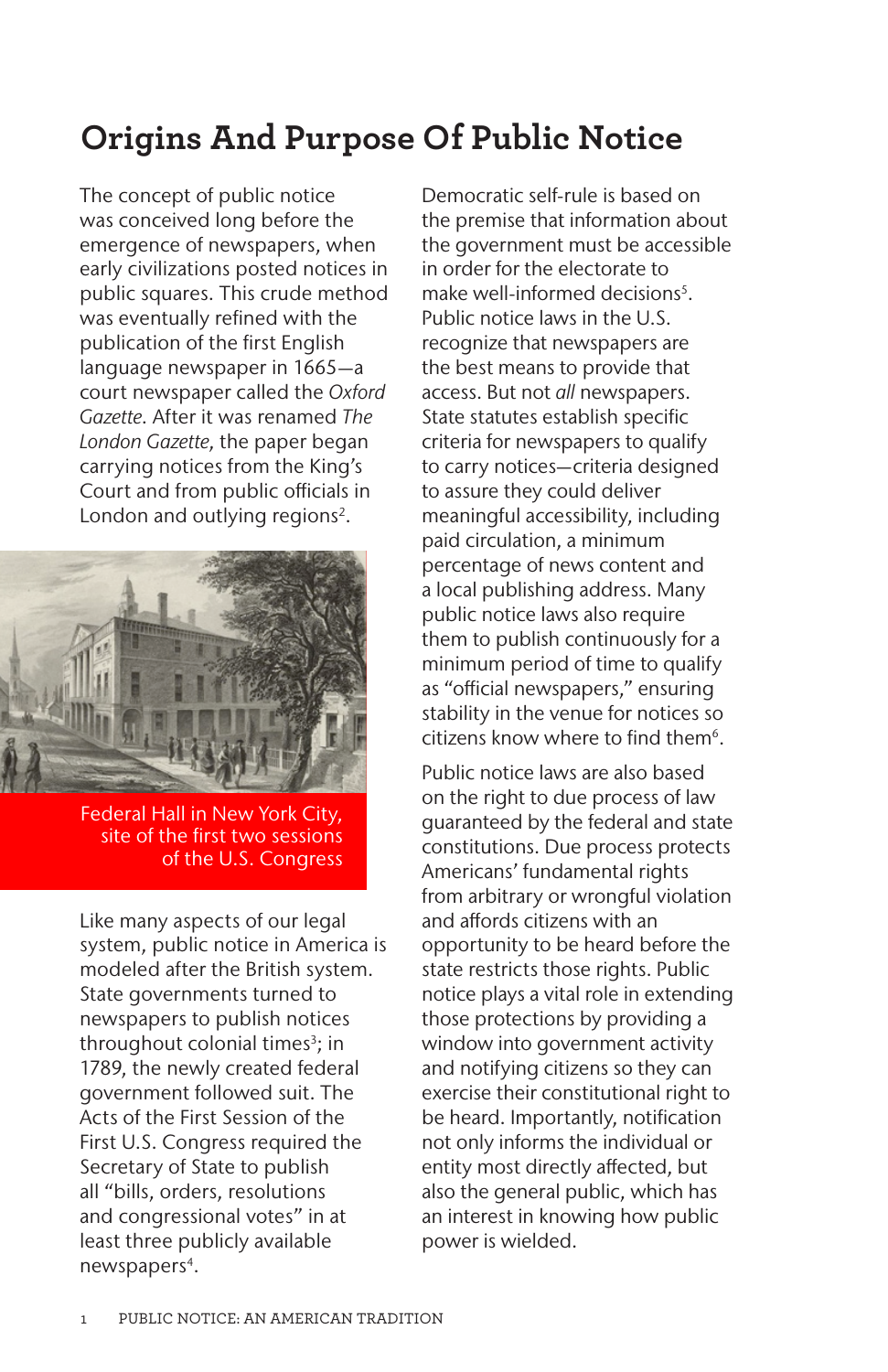# Origins And Purpose Of Public Notice

The concept of public notice was conceived long before the emergence of newspapers, when early civilizations posted notices in public squares. This crude method was eventually refined with the publication of the first English language newspaper in 1665—a court newspaper called the *Oxford Gazette*. After it was renamed *The London Gazette*, the paper began carrying notices from the King's Court and from public officials in London and outlying regions[2].

Federal Hall in New York City, site of the first two sessions of the U.S. Congress

Like many aspects of our legal system, public notice in America is modeled after the British system. State governments turned to newspapers to publish notices throughout colonial times[3]; in 1789, the newly created federal government followed suit. The Acts of the First Session of the First U.S. Congress required the Secretary of State to publish all "bills, orders, resolutions and congressional votes" in at least three publicly available newspapers[4].

Democratic self-rule is based on the premise that information about the government must be accessible in order for the electorate to make well-informed decisions[5]. Public notice laws in the U.S. recognize that newspapers are the best means to provide that access. But not *all* newspapers. State statutes establish specific criteria for newspapers to qualify to carry notices—criteria designed to assure they could deliver meaningful accessibility, including paid circulation, a minimum percentage of news content and a local publishing address. Many public notice laws also require them to publish continuously for a minimum period of time to qualify as "official newspapers," ensuring stability in the venue for notices so citizens know where to find them[6].

Public notice laws are also based on the right to due process of law guaranteed by the federal and state constitutions. Due process protects Americans' fundamental rights from arbitrary or wrongful violation and affords citizens with an opportunity to be heard before the state restricts those rights. Public notice plays a vital role in extending those protections by providing a window into government activity and notifying citizens so they can exercise their constitutional right to be heard. Importantly, notification not only informs the individual or entity most directly affected, but also the general public, which has an interest in knowing how public power is wielded.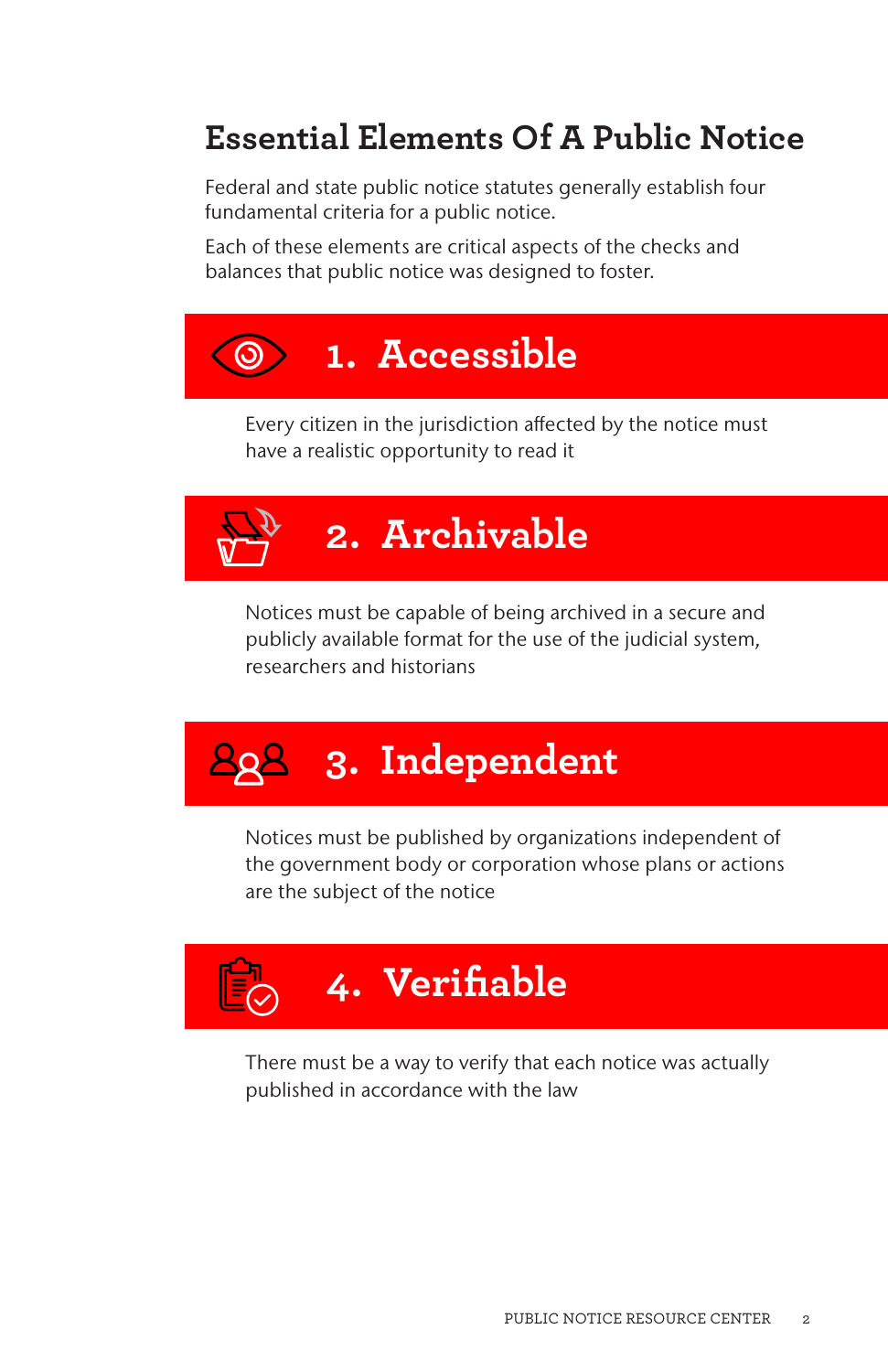## Essential Elements Of A Public Notice

Federal and state public notice statutes generally establish four fundamental criteria for a public notice.

Each of these elements are critical aspects of the checks and balances that public notice was designed to foster.

### 1. Accessible

Every citizen in the jurisdiction affected by the notice must have a realistic opportunity to read it

### 2. Archivable

Notices must be capable of being archived in a secure and publicly available format for the use of the judicial system, researchers and historians

### 3. Independent

Notices must be published by organizations independent of the government body or corporation whose plans or actions are the subject of the notice

### 4. Verifiable

There must be a way to verify that each notice was actually published in accordance with the law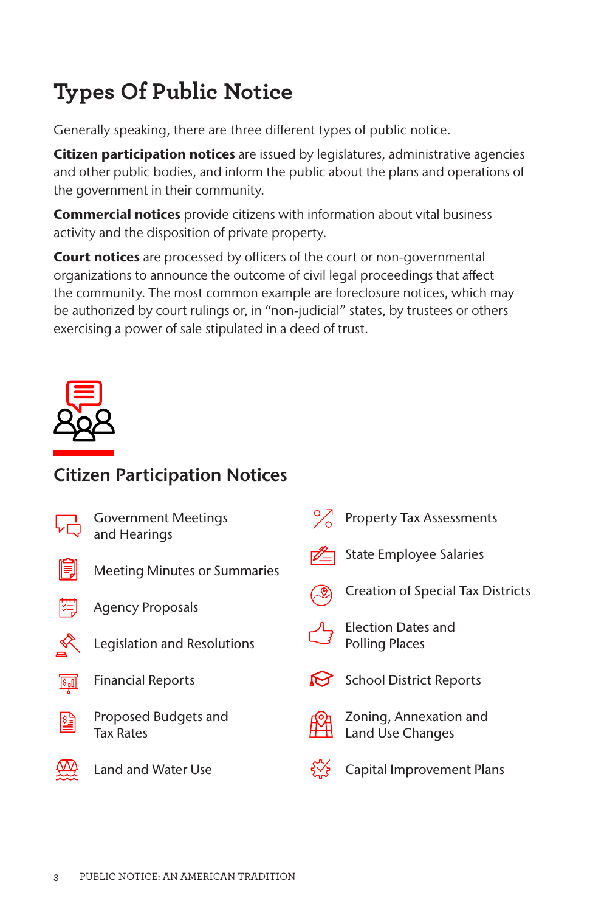# Types Of Public Notice

Generally speaking, there are three different types of public notice.

**Citizen participation notices** are issued by legislatures, administrative agencies and other public bodies, and inform the public about the plans and operations of the government in their community.

**Commercial notices** provide citizens with information about vital business activity and the disposition of private property.

**Court notices** are processed by officers of the court or non-governmental organizations to announce the outcome of civil legal proceedings that affect the community. The most common example are foreclosure notices, which may be authorized by court rulings or, in "non-judicial" states, by trustees or others exercising a power of sale stipulated in a deed of trust.

## Citizen Participation Notices

- Government Meetings and Hearings
- Meeting Minutes or Summaries
- Agency Proposals
- Legislation and Resolutions
- Financial Reports
- Proposed Budgets and Tax Rates
- Land and Water Use
- Property Tax Assessments
- State Employee Salaries
- Creation of Special Tax Districts
- Election Dates and Polling Places
- School District Reports
- Zoning, Annexation and Land Use Changes
- Capital Improvement Plans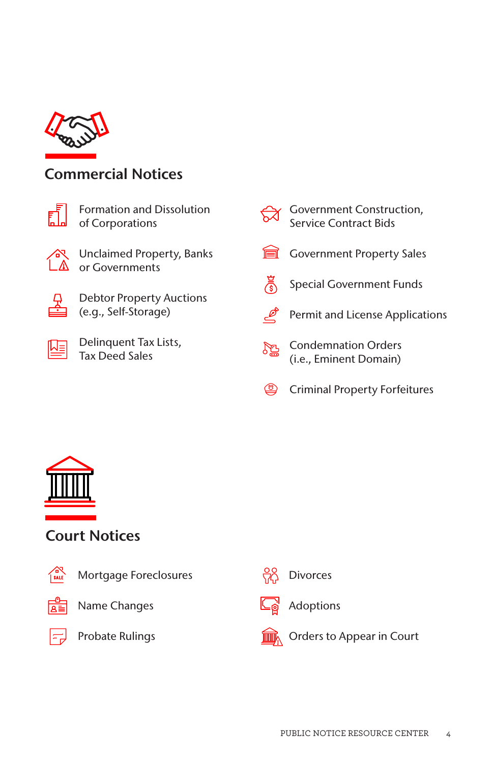## Commercial Notices

- Formation and Dissolution of Corporations
- Unclaimed Property, Banks or Governments
- Debtor Property Auctions (e.g., Self-Storage)
- Delinquent Tax Lists, Tax Deed Sales
- Government Construction, Service Contract Bids
- Government Property Sales
- Special Government Funds
- Permit and License Applications
- Condemnation Orders (i.e., Eminent Domain)
- Criminal Property Forfeitures

## Court Notices

- Mortgage Foreclosures
- Name Changes
- Probate Rulings
- Divorces
- Adoptions
- Orders to Appear in Court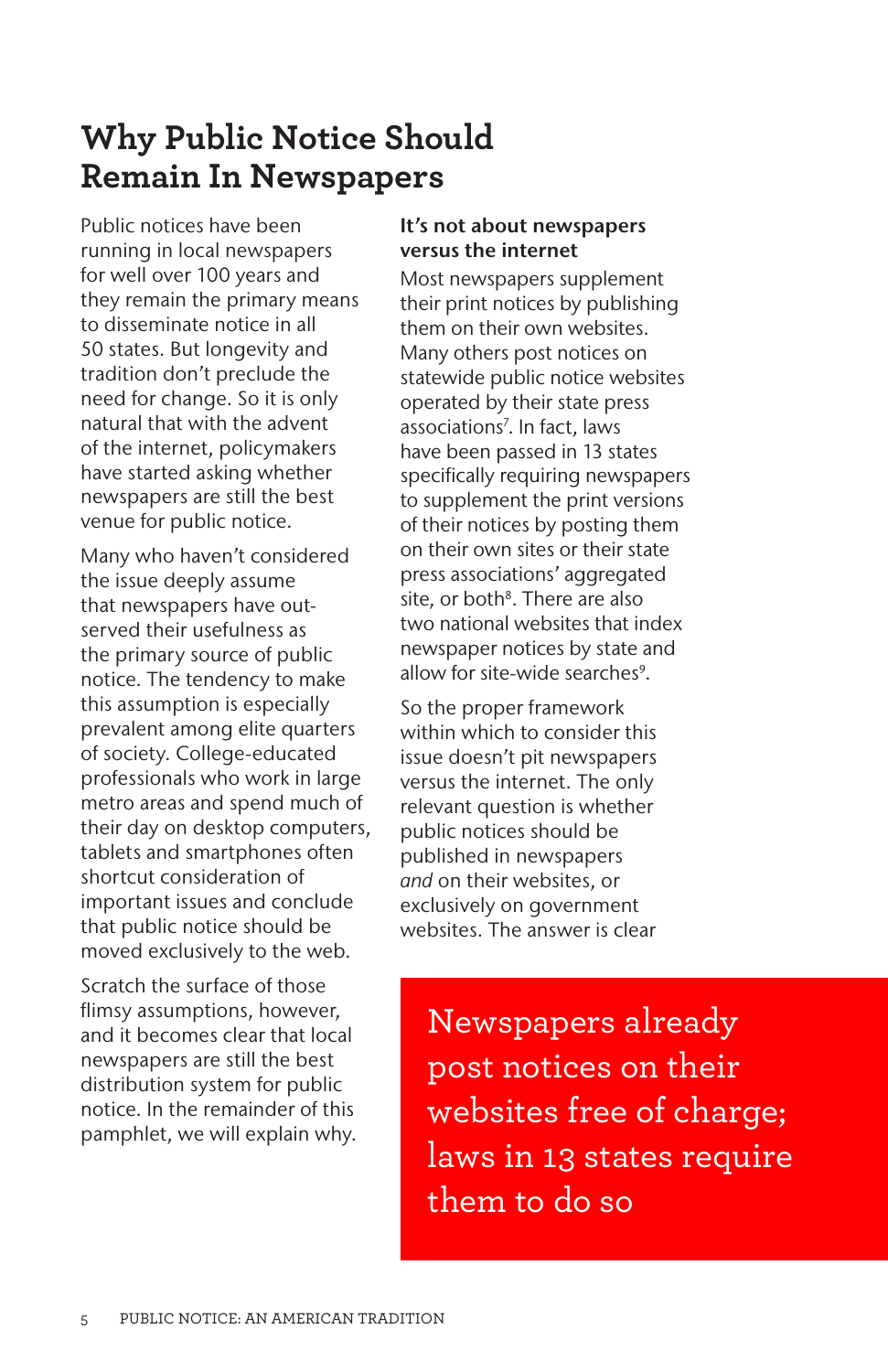# Why Public Notice Should Remain In Newspapers

Public notices have been running in local newspapers for well over 100 years and they remain the primary means to disseminate notice in all 50 states. But longevity and tradition don't preclude the need for change. So it is only natural that with the advent of the internet, policymakers have started asking whether newspapers are still the best venue for public notice.

Many who haven't considered the issue deeply assume that newspapers have out-served their usefulness as the primary source of public notice. The tendency to make this assumption is especially prevalent among elite quarters of society. College-educated professionals who work in large metro areas and spend much of their day on desktop computers, tablets and smartphones often shortcut consideration of important issues and conclude that public notice should be moved exclusively to the web.

Scratch the surface of those flimsy assumptions, however, and it becomes clear that local newspapers are still the best distribution system for public notice. In the remainder of this pamphlet, we will explain why.

**It's not about newspapers versus the internet**

Most newspapers supplement their print notices by publishing them on their own websites. Many others post notices on statewide public notice websites operated by their state press associations[7]. In fact, laws have been passed in 13 states specifically requiring newspapers to supplement the print versions of their notices by posting them on their own sites or their state press associations' aggregated site, or both[8]. There are also two national websites that index newspaper notices by state and allow for site-wide searches[9].

So the proper framework within which to consider this issue doesn't pit newspapers versus the internet. The only relevant question is whether public notices should be published in newspapers *and* on their websites, or exclusively on government websites. The answer is clear

> Newspapers already post notices on their websites free of charge; laws in 13 states require them to do so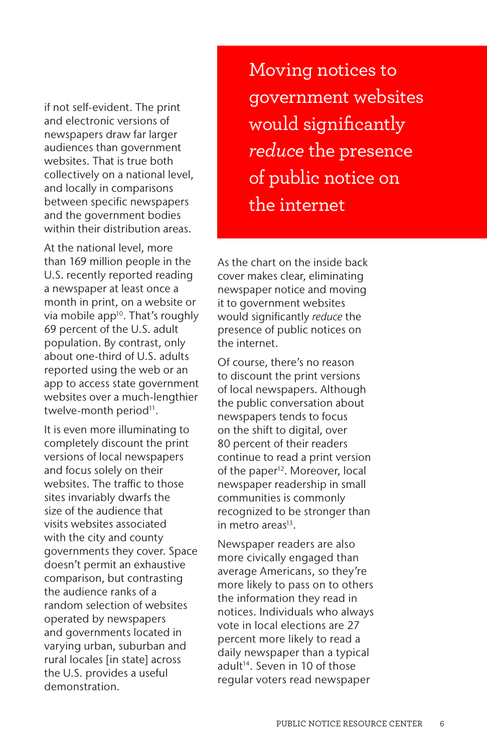if not self-evident. The print and electronic versions of newspapers draw far larger audiences than government websites. That is true both collectively on a national level, and locally in comparisons between specific newspapers and the government bodies within their distribution areas.

At the national level, more than 169 million people in the U.S. recently reported reading a newspaper at least once a month in print, on a website or via mobile app[10]. That's roughly 69 percent of the U.S. adult population. By contrast, only about one-third of U.S. adults reported using the web or an app to access state government websites over a much-lengthier twelve-month period[11].

It is even more illuminating to completely discount the print versions of local newspapers and focus solely on their websites. The traffic to those sites invariably dwarfs the size of the audience that visits websites associated with the city and county governments they cover. Space doesn't permit an exhaustive comparison, but contrasting the audience ranks of a random selection of websites operated by newspapers and governments located in varying urban, suburban and rural locales [in state] across the U.S. provides a useful demonstration.

## Moving notices to government websites would significantly *reduce* the presence of public notice on the internet

As the chart on the inside back cover makes clear, eliminating newspaper notice and moving it to government websites would significantly *reduce* the presence of public notices on the internet.

Of course, there's no reason to discount the print versions of local newspapers. Although the public conversation about newspapers tends to focus on the shift to digital, over 80 percent of their readers continue to read a print version of the paper[12]. Moreover, local newspaper readership in small communities is commonly recognized to be stronger than in metro areas[13].

Newspaper readers are also more civically engaged than average Americans, so they're more likely to pass on to others the information they read in notices. Individuals who always vote in local elections are 27 percent more likely to read a daily newspaper than a typical adult[14]. Seven in 10 of those regular voters read newspaper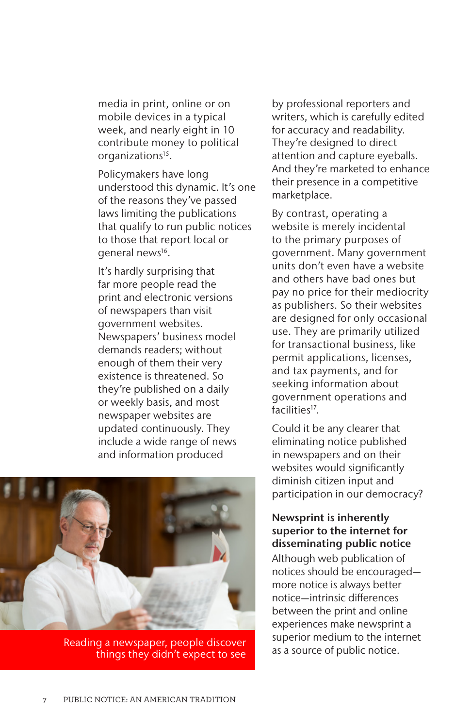media in print, online or on mobile devices in a typical week, and nearly eight in 10 contribute money to political organizations[15].

Policymakers have long understood this dynamic. It's one of the reasons they've passed laws limiting the publications that qualify to run public notices to those that report local or general news[16].

It's hardly surprising that far more people read the print and electronic versions of newspapers than visit government websites. Newspapers' business model demands readers; without enough of them their very existence is threatened. So they're published on a daily or weekly basis, and most newspaper websites are updated continuously. They include a wide range of news and information produced by professional reporters and writers, which is carefully edited for accuracy and readability. They're designed to direct attention and capture eyeballs. And they're marketed to enhance their presence in a competitive marketplace.

Reading a newspaper, people discover things they didn't expect to see

By contrast, operating a website is merely incidental to the primary purposes of government. Many government units don't even have a website and others have bad ones but pay no price for their mediocrity as publishers. So their websites are designed for only occasional use. They are primarily utilized for transactional business, like permit applications, licenses, and tax payments, and for seeking information about government operations and facilities[17].

Could it be any clearer that eliminating notice published in newspapers and on their websites would significantly diminish citizen input and participation in our democracy?

### Newsprint is inherently superior to the internet for disseminating public notice

Although web publication of notices should be encouraged—more notice is always better notice—intrinsic differences between the print and online experiences make newsprint a superior medium to the internet as a source of public notice.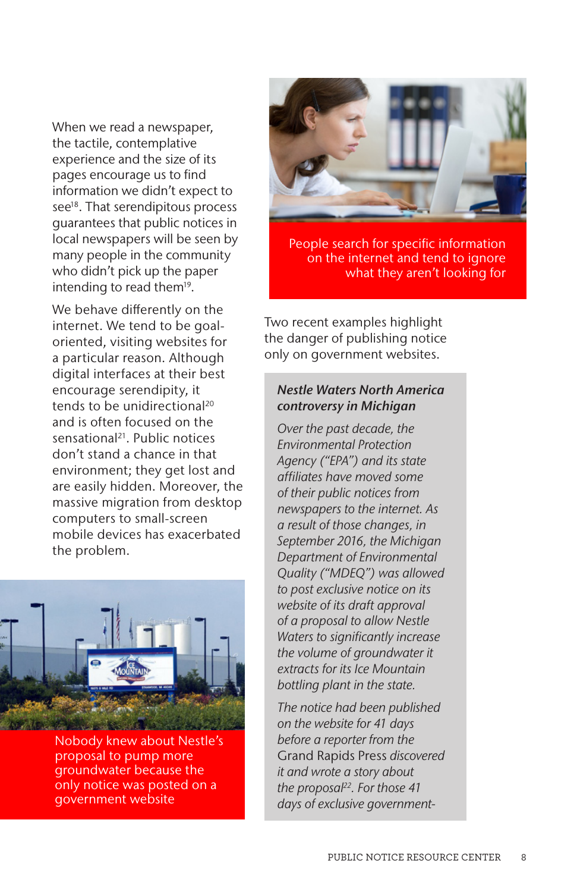When we read a newspaper, the tactile, contemplative experience and the size of its pages encourage us to find information we didn't expect to see[18]. That serendipitous process guarantees that public notices in local newspapers will be seen by many people in the community who didn't pick up the paper intending to read them[19].

We behave differently on the internet. We tend to be goal-oriented, visiting websites for a particular reason. Although digital interfaces at their best encourage serendipity, it tends to be unidirectional[20] and is often focused on the sensational[21]. Public notices don't stand a chance in that environment; they get lost and are easily hidden. Moreover, the massive migration from desktop computers to small-screen mobile devices has exacerbated the problem.

Nobody knew about Nestle's proposal to pump more groundwater because the only notice was posted on a government website

People search for specific information on the internet and tend to ignore what they aren't looking for

Two recent examples highlight the danger of publishing notice only on government websites.

***Nestle Waters North America controversy in Michigan***

*Over the past decade, the Environmental Protection Agency ("EPA") and its state affiliates have moved some of their public notices from newspapers to the internet. As a result of those changes, in September 2016, the Michigan Department of Environmental Quality ("MDEQ") was allowed to post exclusive notice on its website of its draft approval of a proposal to allow Nestle Waters to significantly increase the volume of groundwater it extracts for its Ice Mountain bottling plant in the state.*

*The notice had been published on the website for 41 days before a reporter from the* Grand Rapids Press *discovered it and wrote a story about the proposal[22]. For those 41 days of exclusive government-*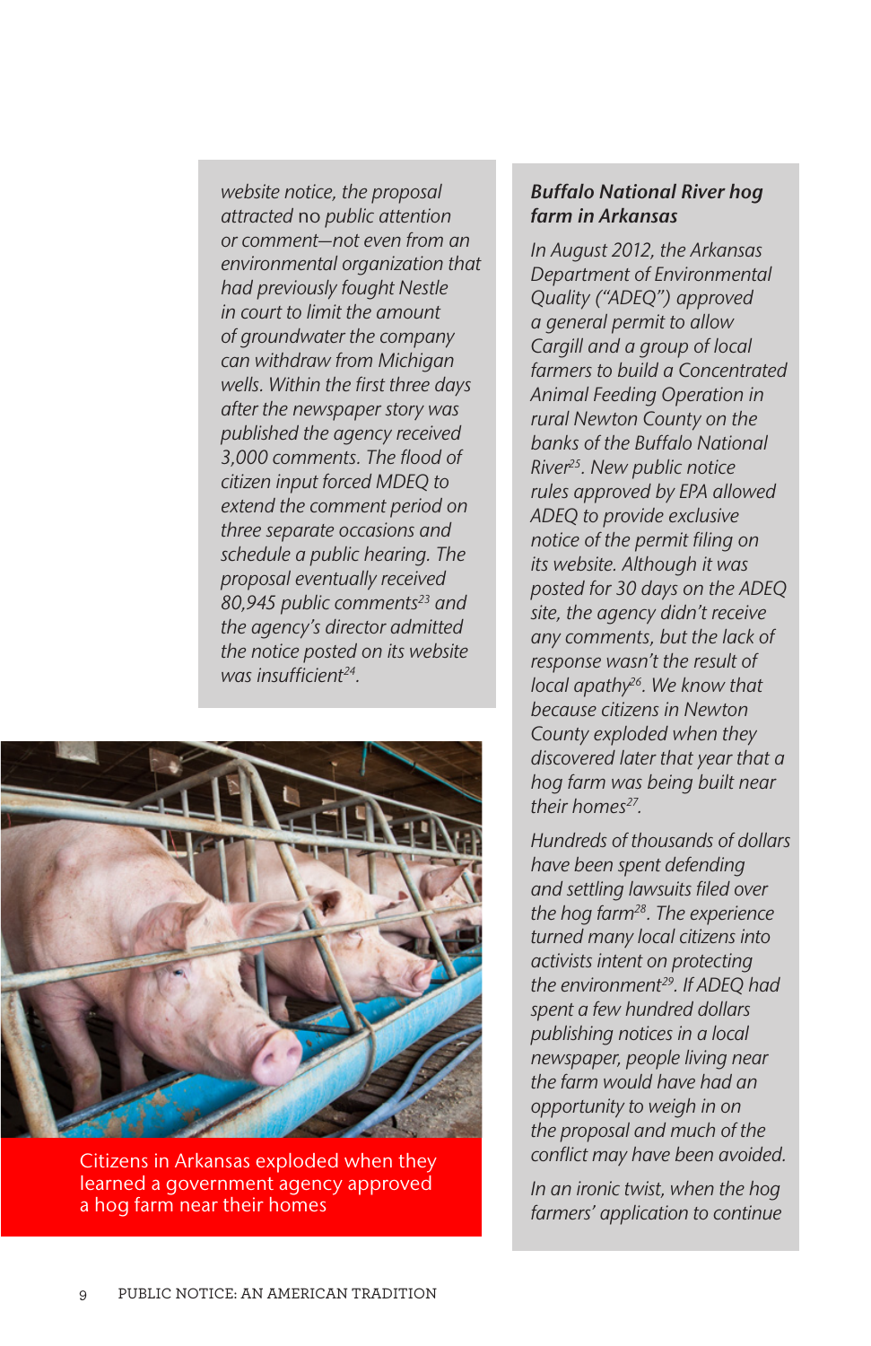*website notice, the proposal attracted* no *public attention or comment—not even from an environmental organization that had previously fought Nestle in court to limit the amount of groundwater the company can withdraw from Michigan wells. Within the first three days after the newspaper story was published the agency received 3,000 comments. The flood of citizen input forced MDEQ to extend the comment period on three separate occasions and schedule a public hearing. The proposal eventually received 80,945 public comments*[23] *and the agency's director admitted the notice posted on its website was insufficient*[24]*.*

Citizens in Arkansas exploded when they learned a government agency approved a hog farm near their homes

***Buffalo National River hog farm in Arkansas***

*In August 2012, the Arkansas Department of Environmental Quality ("ADEQ") approved a general permit to allow Cargill and a group of local farmers to build a Concentrated Animal Feeding Operation in rural Newton County on the banks of the Buffalo National River*[25]*. New public notice rules approved by EPA allowed ADEQ to provide exclusive notice of the permit filing on its website. Although it was posted for 30 days on the ADEQ site, the agency didn't receive any comments, but the lack of response wasn't the result of local apathy*[26]*. We know that because citizens in Newton County exploded when they discovered later that year that a hog farm was being built near their homes*[27]*.*

*Hundreds of thousands of dollars have been spent defending and settling lawsuits filed over the hog farm*[28]*. The experience turned many local citizens into activists intent on protecting the environment*[29]*. If ADEQ had spent a few hundred dollars publishing notices in a local newspaper, people living near the farm would have had an opportunity to weigh in on the proposal and much of the conflict may have been avoided.*

*In an ironic twist, when the hog farmers' application to continue*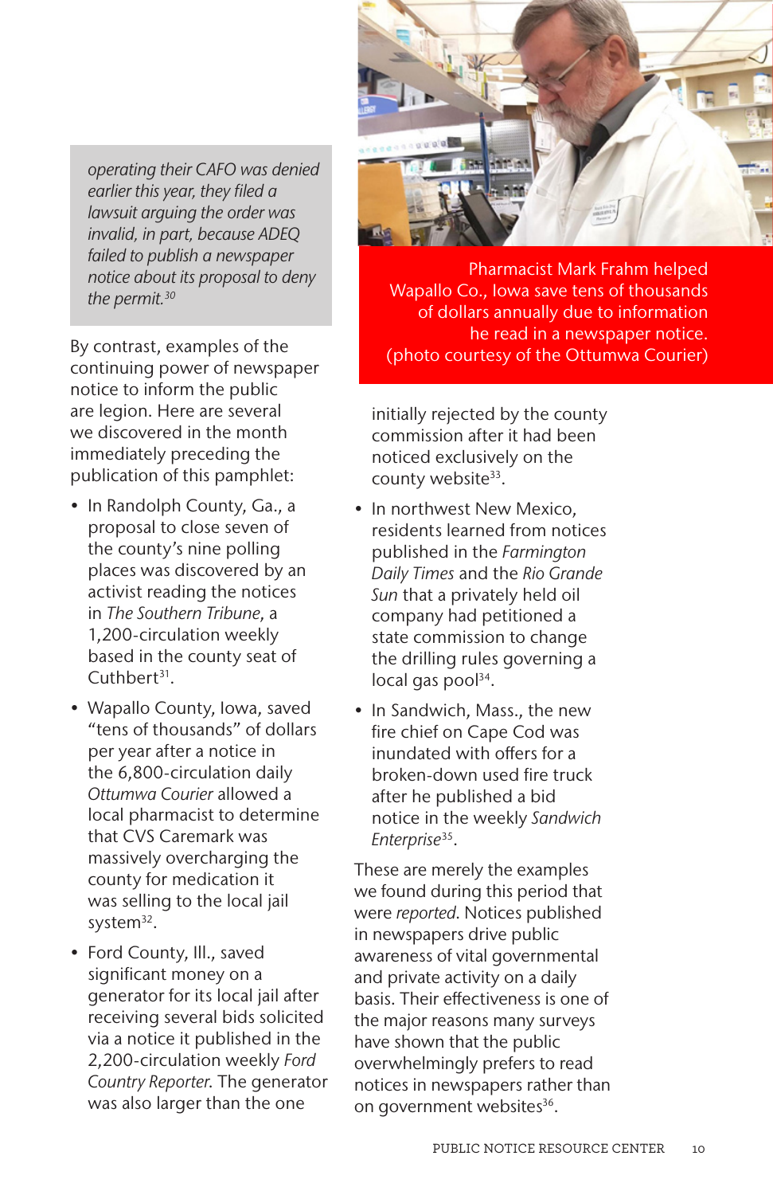*operating their CAFO was denied earlier this year, they filed a lawsuit arguing the order was invalid, in part, because ADEQ failed to publish a newspaper notice about its proposal to deny the permit.*[30]

By contrast, examples of the continuing power of newspaper notice to inform the public are legion. Here are several we discovered in the month immediately preceding the publication of this pamphlet:

- In Randolph County, Ga., a proposal to close seven of the county's nine polling places was discovered by an activist reading the notices in *The Southern Tribune*, a 1,200-circulation weekly based in the county seat of Cuthbert[31].
- Wapallo County, Iowa, saved "tens of thousands" of dollars per year after a notice in the 6,800-circulation daily *Ottumwa Courier* allowed a local pharmacist to determine that CVS Caremark was massively overcharging the county for medication it was selling to the local jail system[32].
- Ford County, Ill., saved significant money on a generator for its local jail after receiving several bids solicited via a notice it published in the 2,200-circulation weekly *Ford Country Reporter*. The generator was also larger than the one initially rejected by the county commission after it had been noticed exclusively on the county website[33].
- In northwest New Mexico, residents learned from notices published in the *Farmington Daily Times* and the *Rio Grande Sun* that a privately held oil company had petitioned a state commission to change the drilling rules governing a local gas pool[34].
- In Sandwich, Mass., the new fire chief on Cape Cod was inundated with offers for a broken-down used fire truck after he published a bid notice in the weekly *Sandwich Enterprise*[35].

Pharmacist Mark Frahm helped Wapallo Co., Iowa save tens of thousands of dollars annually due to information he read in a newspaper notice. (photo courtesy of the Ottumwa Courier)

These are merely the examples we found during this period that were *reported*. Notices published in newspapers drive public awareness of vital governmental and private activity on a daily basis. Their effectiveness is one of the major reasons many surveys have shown that the public overwhelmingly prefers to read notices in newspapers rather than on government websites[36].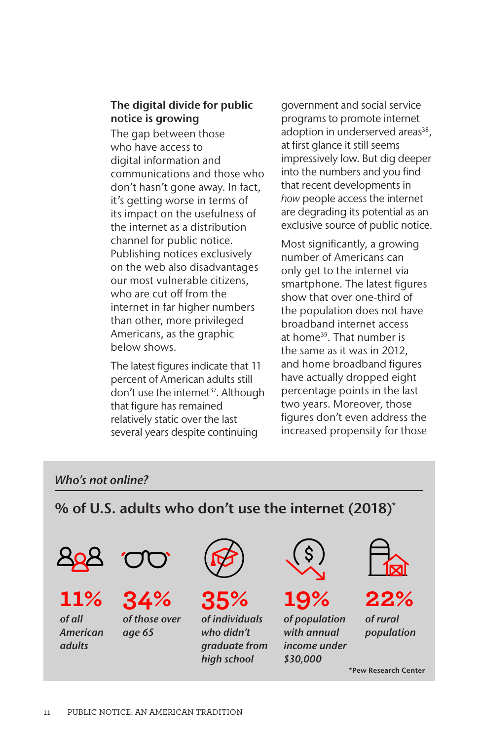### The digital divide for public notice is growing

The gap between those who have access to digital information and communications and those who don't hasn't gone away. In fact, it's getting worse in terms of its impact on the usefulness of the internet as a distribution channel for public notice. Publishing notices exclusively on the web also disadvantages our most vulnerable citizens, who are cut off from the internet in far higher numbers than other, more privileged Americans, as the graphic below shows.

The latest figures indicate that 11 percent of American adults still don't use the internet[37]. Although that figure has remained relatively static over the last several years despite continuing government and social service programs to promote internet adoption in underserved areas[38], at first glance it still seems impressively low. But dig deeper into the numbers and you find that recent developments in *how* people access the internet are degrading its potential as an exclusive source of public notice.

Most significantly, a growing number of Americans can only get to the internet via smartphone. The latest figures show that over one-third of the population does not have broadband internet access at home[39]. That number is the same as it was in 2012, and home broadband figures have actually dropped eight percentage points in the last two years. Moreover, those figures don't even address the increased propensity for those

*Who's not online?*

**% of U.S. adults who don't use the internet (2018)***

| 11% | 34% | 35% | 19% | 22% |
|---|---|---|---|---|
| *of all American adults* | *of those over age 65* | *of individuals who didn't graduate from high school* | *of population with annual income under $30,000* | *of rural population* |

*Pew Research Center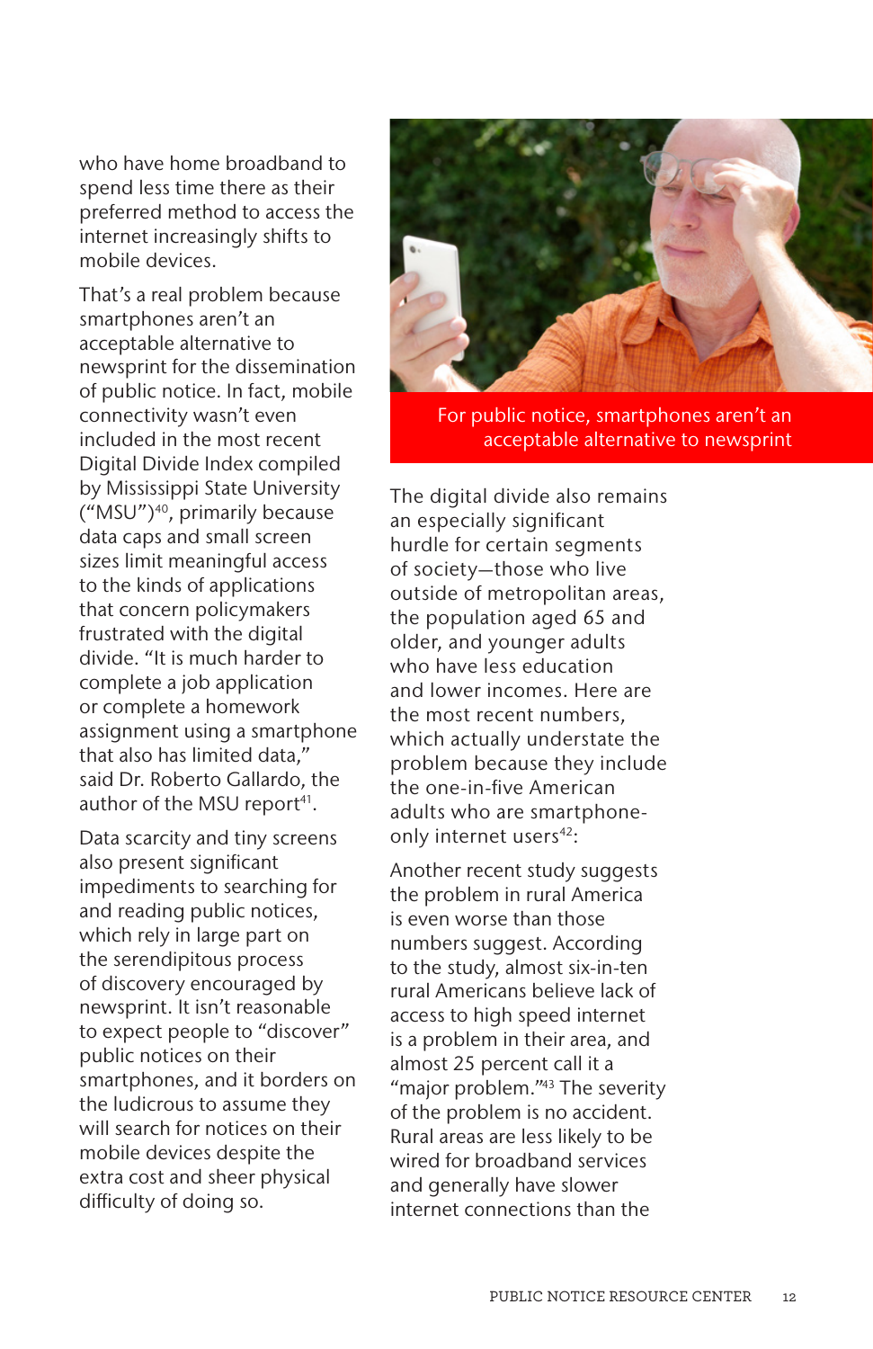who have home broadband to spend less time there as their preferred method to access the internet increasingly shifts to mobile devices.

That's a real problem because smartphones aren't an acceptable alternative to newsprint for the dissemination of public notice. In fact, mobile connectivity wasn't even included in the most recent Digital Divide Index compiled by Mississippi State University ("MSU")[40], primarily because data caps and small screen sizes limit meaningful access to the kinds of applications that concern policymakers frustrated with the digital divide. "It is much harder to complete a job application or complete a homework assignment using a smartphone that also has limited data," said Dr. Roberto Gallardo, the author of the MSU report[41].

Data scarcity and tiny screens also present significant impediments to searching for and reading public notices, which rely in large part on the serendipitous process of discovery encouraged by newsprint. It isn't reasonable to expect people to "discover" public notices on their smartphones, and it borders on the ludicrous to assume they will search for notices on their mobile devices despite the extra cost and sheer physical difficulty of doing so.

For public notice, smartphones aren't an acceptable alternative to newsprint

The digital divide also remains an especially significant hurdle for certain segments of society—those who live outside of metropolitan areas, the population aged 65 and older, and younger adults who have less education and lower incomes. Here are the most recent numbers, which actually understate the problem because they include the one-in-five American adults who are smartphone-only internet users[42]:

Another recent study suggests the problem in rural America is even worse than those numbers suggest. According to the study, almost six-in-ten rural Americans believe lack of access to high speed internet is a problem in their area, and almost 25 percent call it a "major problem."[43] The severity of the problem is no accident. Rural areas are less likely to be wired for broadband services and generally have slower internet connections than the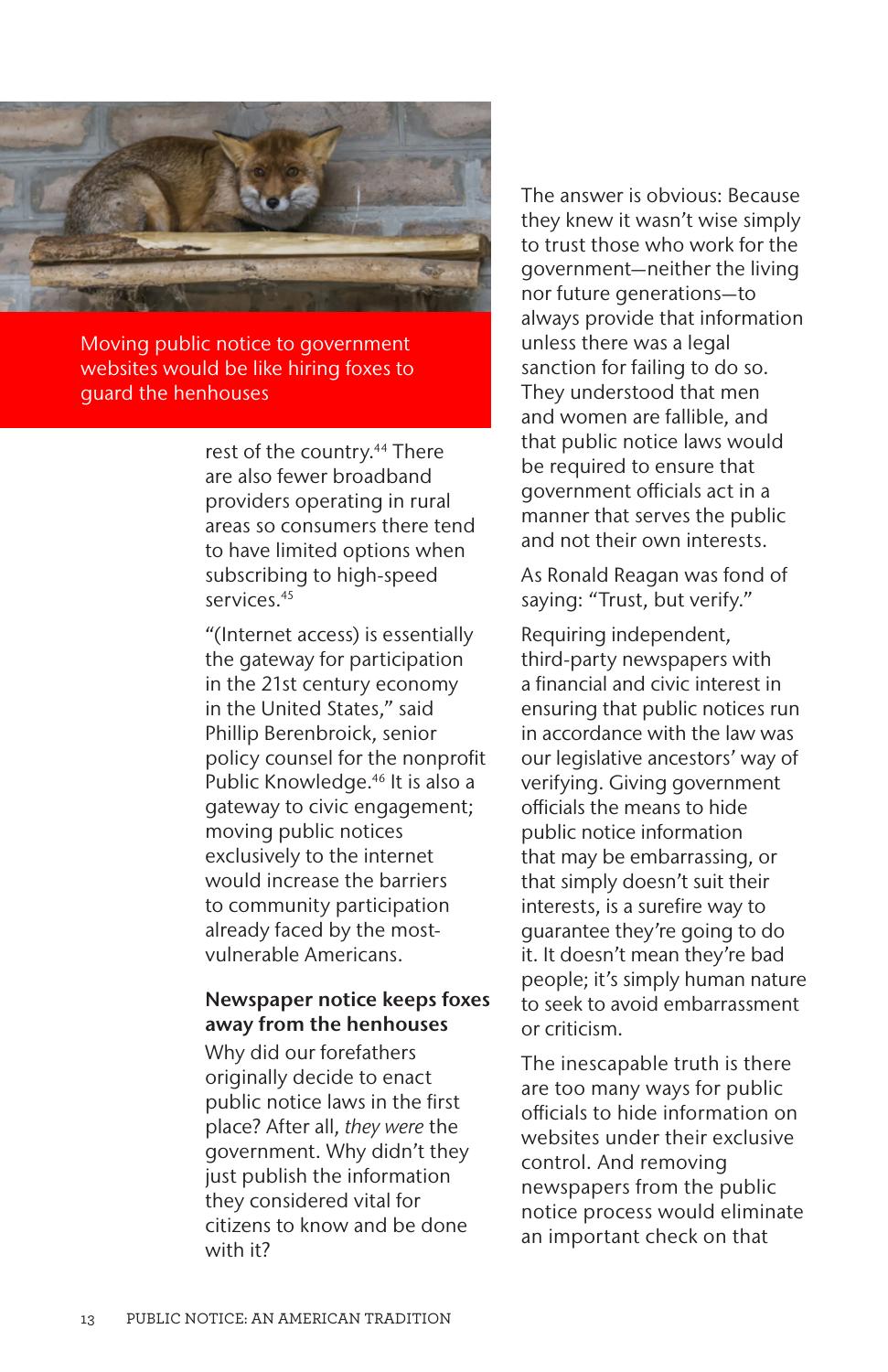Moving public notice to government websites would be like hiring foxes to guard the henhouses

rest of the country.[44] There are also fewer broadband providers operating in rural areas so consumers there tend to have limited options when subscribing to high-speed services.[45]

"(Internet access) is essentially the gateway for participation in the 21st century economy in the United States," said Phillip Berenbroick, senior policy counsel for the nonprofit Public Knowledge.[46] It is also a gateway to civic engagement; moving public notices exclusively to the internet would increase the barriers to community participation already faced by the most-vulnerable Americans.

**Newspaper notice keeps foxes away from the henhouses**

Why did our forefathers originally decide to enact public notice laws in the first place? After all, *they were* the government. Why didn't they just publish the information they considered vital for citizens to know and be done with it?

The answer is obvious: Because they knew it wasn't wise simply to trust those who work for the government—neither the living nor future generations—to always provide that information unless there was a legal sanction for failing to do so. They understood that men and women are fallible, and that public notice laws would be required to ensure that government officials act in a manner that serves the public and not their own interests.

As Ronald Reagan was fond of saying: "Trust, but verify."

Requiring independent, third-party newspapers with a financial and civic interest in ensuring that public notices run in accordance with the law was our legislative ancestors' way of verifying. Giving government officials the means to hide public notice information that may be embarrassing, or that simply doesn't suit their interests, is a surefire way to guarantee they're going to do it. It doesn't mean they're bad people; it's simply human nature to seek to avoid embarrassment or criticism.

The inescapable truth is there are too many ways for public officials to hide information on websites under their exclusive control. And removing newspapers from the public notice process would eliminate an important check on that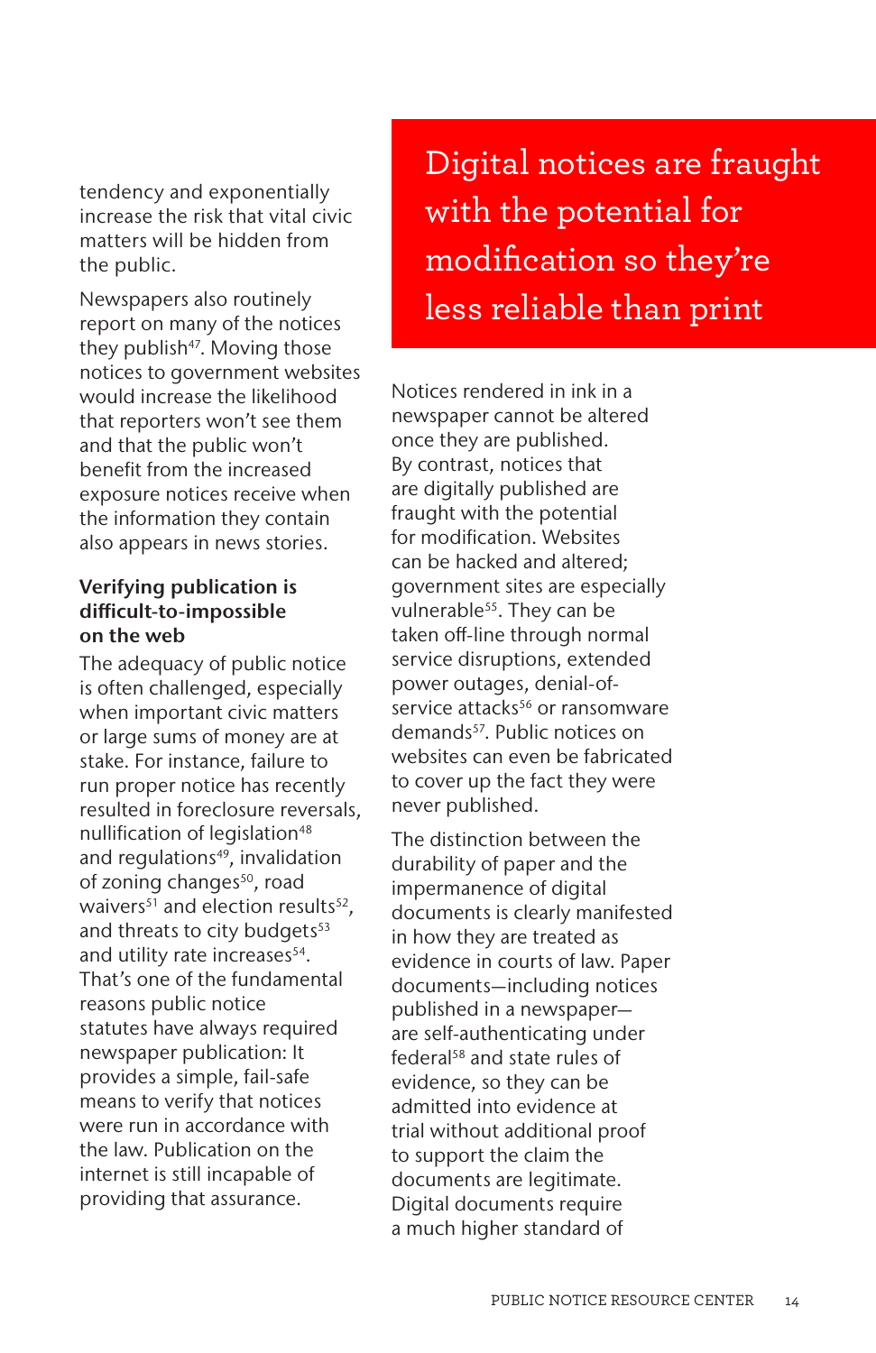tendency and exponentially increase the risk that vital civic matters will be hidden from the public.

Newspapers also routinely report on many of the notices they publish[47]. Moving those notices to government websites would increase the likelihood that reporters won't see them and that the public won't benefit from the increased exposure notices receive when the information they contain also appears in news stories.

### Verifying publication is difficult-to-impossible on the web

The adequacy of public notice is often challenged, especially when important civic matters or large sums of money are at stake. For instance, failure to run proper notice has recently resulted in foreclosure reversals, nullification of legislation[48] and regulations[49], invalidation of zoning changes[50], road waivers[51] and election results[52], and threats to city budgets[53] and utility rate increases[54]. That's one of the fundamental reasons public notice statutes have always required newspaper publication: It provides a simple, fail-safe means to verify that notices were run in accordance with the law. Publication on the internet is still incapable of providing that assurance.

> Digital notices are fraught with the potential for modification so they're less reliable than print

Notices rendered in ink in a newspaper cannot be altered once they are published. By contrast, notices that are digitally published are fraught with the potential for modification. Websites can be hacked and altered; government sites are especially vulnerable[55]. They can be taken off-line through normal service disruptions, extended power outages, denial-of-service attacks[56] or ransomware demands[57]. Public notices on websites can even be fabricated to cover up the fact they were never published.

The distinction between the durability of paper and the impermanence of digital documents is clearly manifested in how they are treated as evidence in courts of law. Paper documents—including notices published in a newspaper—are self-authenticating under federal[58] and state rules of evidence, so they can be admitted into evidence at trial without additional proof to support the claim the documents are legitimate. Digital documents require a much higher standard of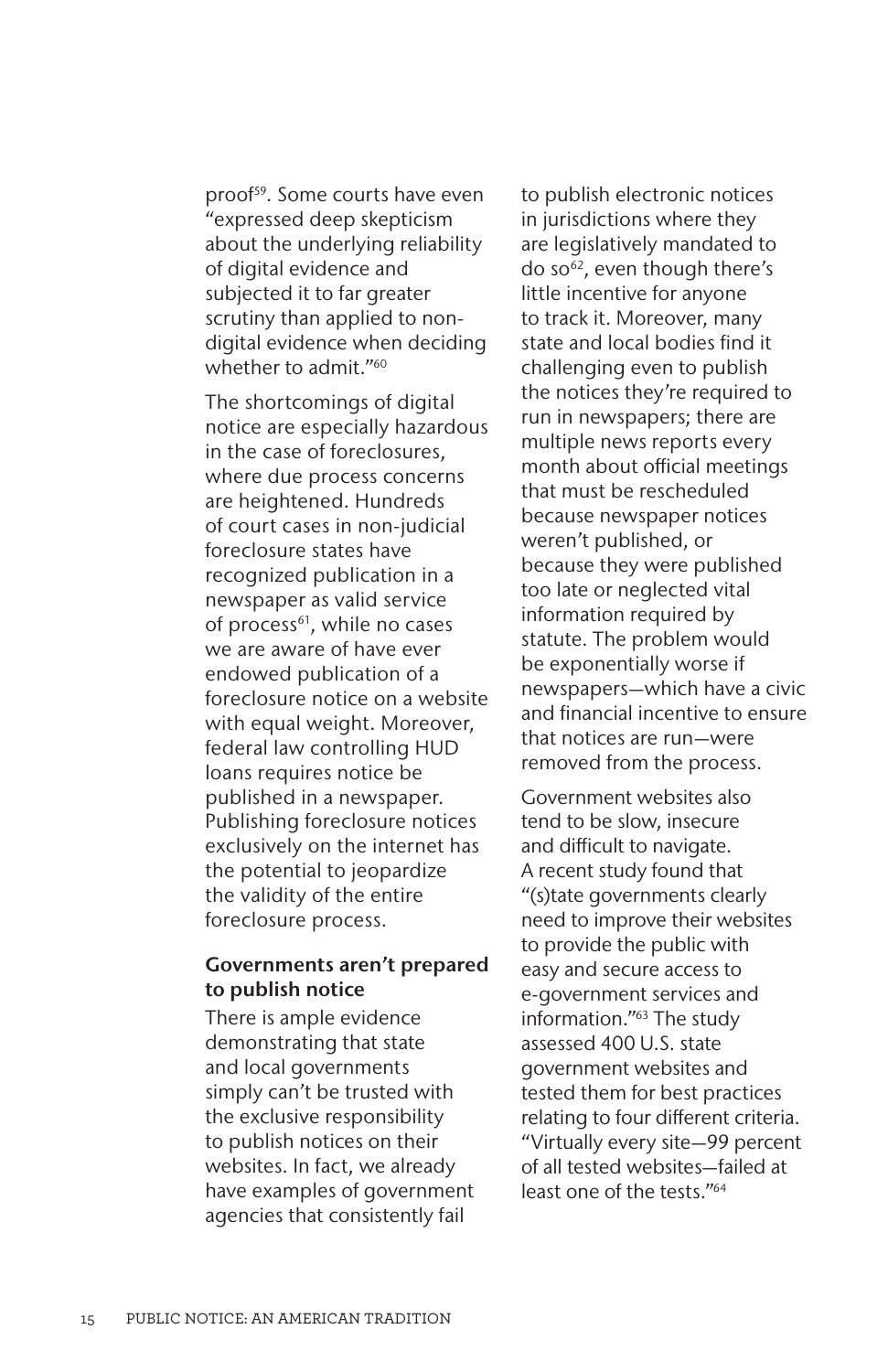proof[59]. Some courts have even "expressed deep skepticism about the underlying reliability of digital evidence and subjected it to far greater scrutiny than applied to non-digital evidence when deciding whether to admit."[60]

The shortcomings of digital notice are especially hazardous in the case of foreclosures, where due process concerns are heightened. Hundreds of court cases in non-judicial foreclosure states have recognized publication in a newspaper as valid service of process[61], while no cases we are aware of have ever endowed publication of a foreclosure notice on a website with equal weight. Moreover, federal law controlling HUD loans requires notice be published in a newspaper. Publishing foreclosure notices exclusively on the internet has the potential to jeopardize the validity of the entire foreclosure process.

**Governments aren't prepared to publish notice**

There is ample evidence demonstrating that state and local governments simply can't be trusted with the exclusive responsibility to publish notices on their websites. In fact, we already have examples of government agencies that consistently fail to publish electronic notices in jurisdictions where they are legislatively mandated to do so[62], even though there's little incentive for anyone to track it. Moreover, many state and local bodies find it challenging even to publish the notices they're required to run in newspapers; there are multiple news reports every month about official meetings that must be rescheduled because newspaper notices weren't published, or because they were published too late or neglected vital information required by statute. The problem would be exponentially worse if newspapers—which have a civic and financial incentive to ensure that notices are run—were removed from the process.

Government websites also tend to be slow, insecure and difficult to navigate. A recent study found that "(s)tate governments clearly need to improve their websites to provide the public with easy and secure access to e-government services and information."[63] The study assessed 400 U.S. state government websites and tested them for best practices relating to four different criteria. "Virtually every site—99 percent of all tested websites—failed at least one of the tests."[64]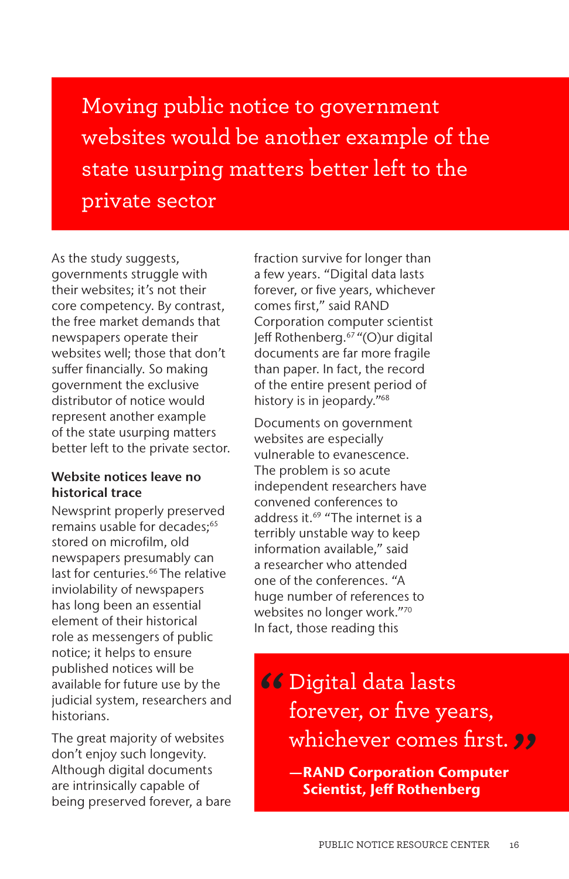> Moving public notice to government websites would be another example of the state usurping matters better left to the private sector

As the study suggests, governments struggle with their websites; it's not their core competency. By contrast, the free market demands that newspapers operate their websites well; those that don't suffer financially. So making government the exclusive distributor of notice would represent another example of the state usurping matters better left to the private sector.

### Website notices leave no historical trace

Newsprint properly preserved remains usable for decades;[65] stored on microfilm, old newspapers presumably can last for centuries.[66] The relative inviolability of newspapers has long been an essential element of their historical role as messengers of public notice; it helps to ensure published notices will be available for future use by the judicial system, researchers and historians.

The great majority of websites don't enjoy such longevity. Although digital documents are intrinsically capable of being preserved forever, a bare fraction survive for longer than a few years. "Digital data lasts forever, or five years, whichever comes first," said RAND Corporation computer scientist Jeff Rothenberg.[67] "(O)ur digital documents are far more fragile than paper. In fact, the record of the entire present period of history is in jeopardy."[68]

Documents on government websites are especially vulnerable to evanescence. The problem is so acute independent researchers have convened conferences to address it.[69] "The internet is a terribly unstable way to keep information available," said a researcher who attended one of the conferences. "A huge number of references to websites no longer work."[70] In fact, those reading this

> "Digital data lasts forever, or five years, whichever comes first."
>
> **—RAND Corporation Computer Scientist, Jeff Rothenberg**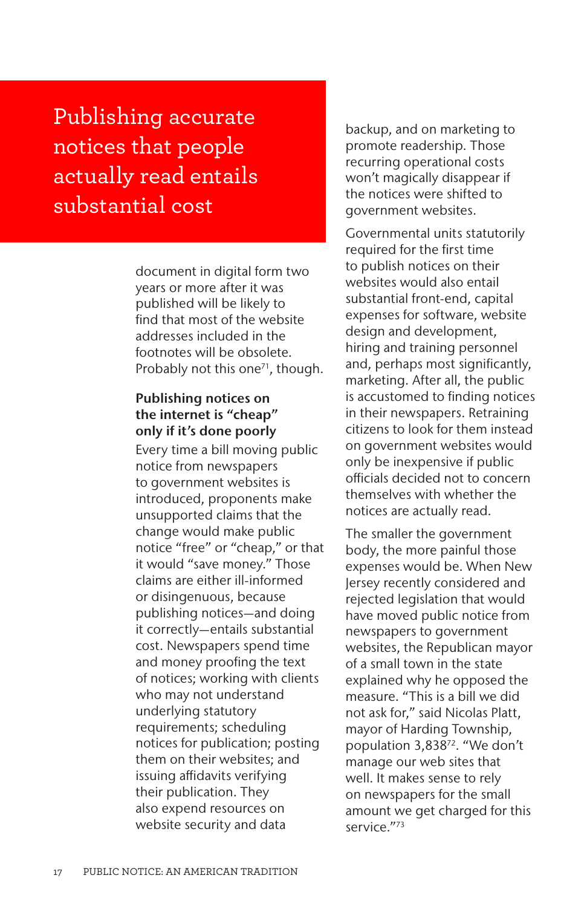> Publishing accurate notices that people actually read entails substantial cost

document in digital form two years or more after it was published will be likely to find that most of the website addresses included in the footnotes will be obsolete. Probably not this one[71], though.

**Publishing notices on the internet is "cheap" only if it's done poorly**

Every time a bill moving public notice from newspapers to government websites is introduced, proponents make unsupported claims that the change would make public notice "free" or "cheap," or that it would "save money." Those claims are either ill-informed or disingenuous, because publishing notices—and doing it correctly—entails substantial cost. Newspapers spend time and money proofing the text of notices; working with clients who may not understand underlying statutory requirements; scheduling notices for publication; posting them on their websites; and issuing affidavits verifying their publication. They also expend resources on website security and data backup, and on marketing to promote readership. Those recurring operational costs won't magically disappear if the notices were shifted to government websites.

Governmental units statutorily required for the first time to publish notices on their websites would also entail substantial front-end, capital expenses for software, website design and development, hiring and training personnel and, perhaps most significantly, marketing. After all, the public is accustomed to finding notices in their newspapers. Retraining citizens to look for them instead on government websites would only be inexpensive if public officials decided not to concern themselves with whether the notices are actually read.

The smaller the government body, the more painful those expenses would be. When New Jersey recently considered and rejected legislation that would have moved public notice from newspapers to government websites, the Republican mayor of a small town in the state explained why he opposed the measure. "This is a bill we did not ask for," said Nicolas Platt, mayor of Harding Township, population 3,838[72]. "We don't manage our web sites that well. It makes sense to rely on newspapers for the small amount we get charged for this service."[73]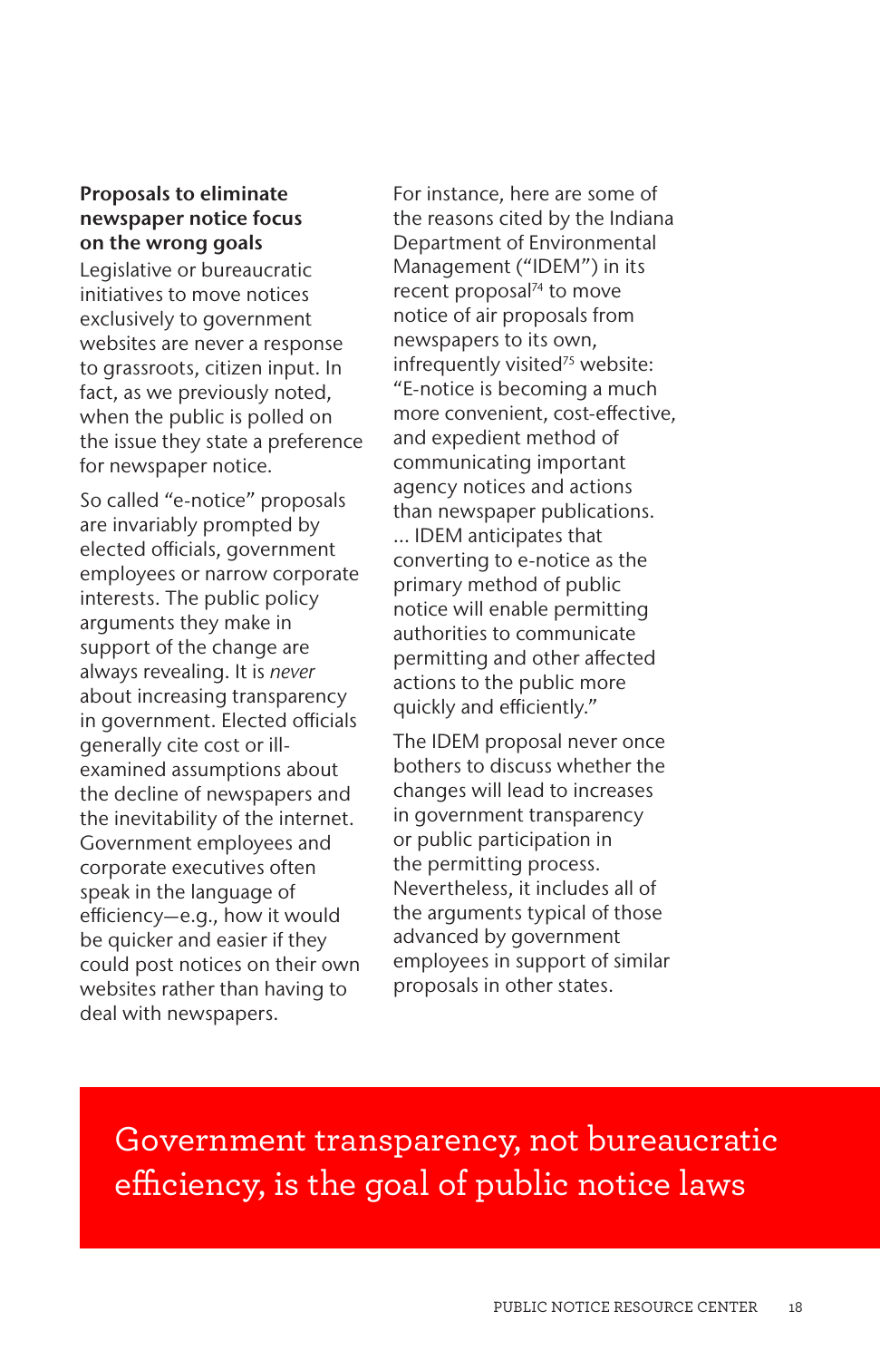**Proposals to eliminate newspaper notice focus on the wrong goals**

Legislative or bureaucratic initiatives to move notices exclusively to government websites are never a response to grassroots, citizen input. In fact, as we previously noted, when the public is polled on the issue they state a preference for newspaper notice.

So called "e-notice" proposals are invariably prompted by elected officials, government employees or narrow corporate interests. The public policy arguments they make in support of the change are always revealing. It is *never* about increasing transparency in government. Elected officials generally cite cost or ill-examined assumptions about the decline of newspapers and the inevitability of the internet. Government employees and corporate executives often speak in the language of efficiency—e.g., how it would be quicker and easier if they could post notices on their own websites rather than having to deal with newspapers.

For instance, here are some of the reasons cited by the Indiana Department of Environmental Management ("IDEM") in its recent proposal[74] to move notice of air proposals from newspapers to its own, infrequently visited[75] website: "E-notice is becoming a much more convenient, cost-effective, and expedient method of communicating important agency notices and actions than newspaper publications. ... IDEM anticipates that converting to e-notice as the primary method of public notice will enable permitting authorities to communicate permitting and other affected actions to the public more quickly and efficiently."

The IDEM proposal never once bothers to discuss whether the changes will lead to increases in government transparency or public participation in the permitting process. Nevertheless, it includes all of the arguments typical of those advanced by government employees in support of similar proposals in other states.

## Government transparency, not bureaucratic efficiency, is the goal of public notice laws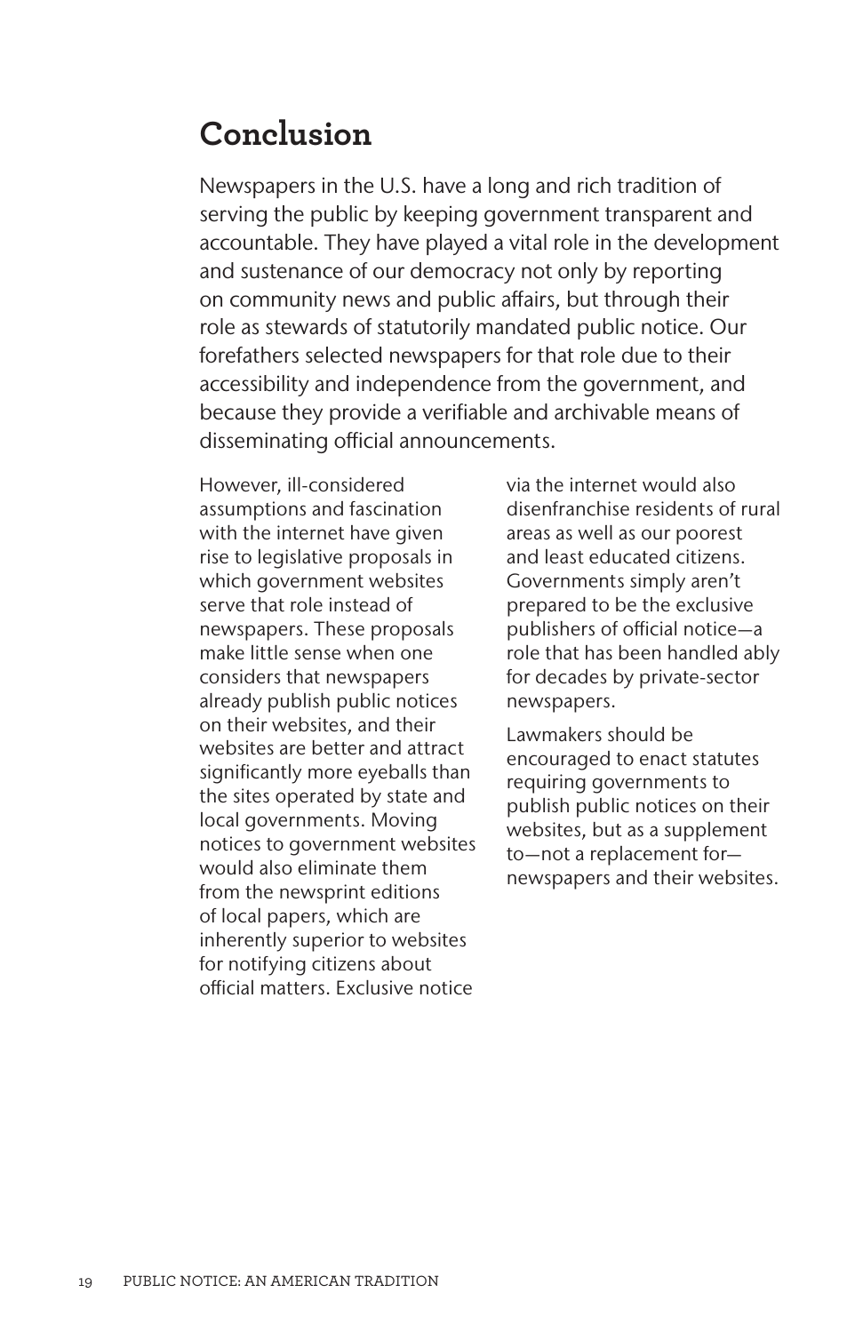## Conclusion

Newspapers in the U.S. have a long and rich tradition of serving the public by keeping government transparent and accountable. They have played a vital role in the development and sustenance of our democracy not only by reporting on community news and public affairs, but through their role as stewards of statutorily mandated public notice. Our forefathers selected newspapers for that role due to their accessibility and independence from the government, and because they provide a verifiable and archivable means of disseminating official announcements.

However, ill-considered assumptions and fascination with the internet have given rise to legislative proposals in which government websites serve that role instead of newspapers. These proposals make little sense when one considers that newspapers already publish public notices on their websites, and their websites are better and attract significantly more eyeballs than the sites operated by state and local governments. Moving notices to government websites would also eliminate them from the newsprint editions of local papers, which are inherently superior to websites for notifying citizens about official matters. Exclusive notice via the internet would also disenfranchise residents of rural areas as well as our poorest and least educated citizens. Governments simply aren't prepared to be the exclusive publishers of official notice—a role that has been handled ably for decades by private-sector newspapers.

Lawmakers should be encouraged to enact statutes requiring governments to publish public notices on their websites, but as a supplement to—not a replacement for—newspapers and their websites.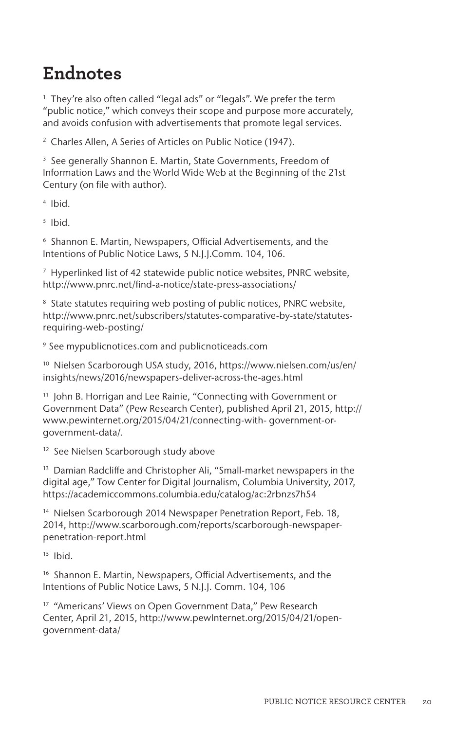# Endnotes

[1] They're also often called "legal ads" or "legals". We prefer the term "public notice," which conveys their scope and purpose more accurately, and avoids confusion with advertisements that promote legal services.

[2] Charles Allen, A Series of Articles on Public Notice (1947).

[3] See generally Shannon E. Martin, State Governments, Freedom of Information Laws and the World Wide Web at the Beginning of the 21st Century (on file with author).

[4] Ibid.

[5] Ibid.

[6] Shannon E. Martin, Newspapers, Official Advertisements, and the Intentions of Public Notice Laws, 5 N.J.J.Comm. 104, 106.

[7] Hyperlinked list of 42 statewide public notice websites, PNRC website, http://www.pnrc.net/find-a-notice/state-press-associations/

[8] State statutes requiring web posting of public notices, PNRC website, http://www.pnrc.net/subscribers/statutes-comparative-by-state/statutes-requiring-web-posting/

[9] See mypublicnotices.com and publicnoticeads.com

[10] Nielsen Scarborough USA study, 2016, https://www.nielsen.com/us/en/insights/news/2016/newspapers-deliver-across-the-ages.html

[11] John B. Horrigan and Lee Rainie, "Connecting with Government or Government Data" (Pew Research Center), published April 21, 2015, http://www.pewinternet.org/2015/04/21/connecting-with- government-or-government-data/.

[12] See Nielsen Scarborough study above

[13] Damian Radcliffe and Christopher Ali, "Small-market newspapers in the digital age," Tow Center for Digital Journalism, Columbia University, 2017, https://academiccommons.columbia.edu/catalog/ac:2rbnzs7h54

[14] Nielsen Scarborough 2014 Newspaper Penetration Report, Feb. 18, 2014, http://www.scarborough.com/reports/scarborough-newspaper-penetration-report.html

[15] Ibid.

[16] Shannon E. Martin, Newspapers, Official Advertisements, and the Intentions of Public Notice Laws, 5 N.J.J. Comm. 104, 106

[17] "Americans' Views on Open Government Data," Pew Research Center, April 21, 2015, http://www.pewInternet.org/2015/04/21/open-government-data/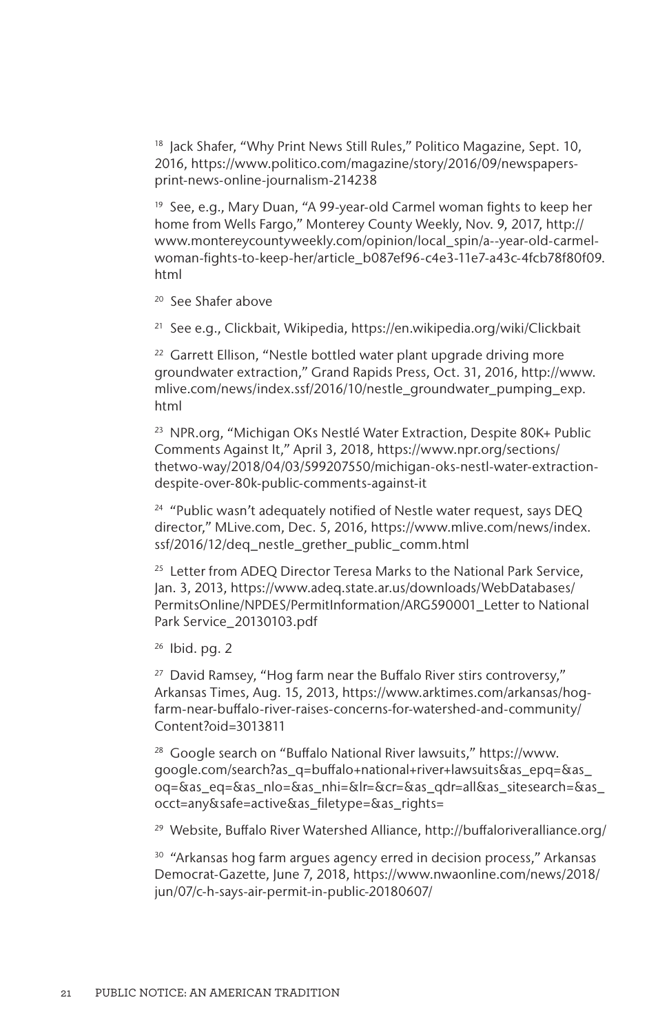[18] Jack Shafer, "Why Print News Still Rules," Politico Magazine, Sept. 10, 2016, https://www.politico.com/magazine/story/2016/09/newspapers-print-news-online-journalism-214238

[19] See, e.g., Mary Duan, "A 99-year-old Carmel woman fights to keep her home from Wells Fargo," Monterey County Weekly, Nov. 9, 2017, http://www.montereycountyweekly.com/opinion/local_spin/a--year-old-carmel-woman-fights-to-keep-her/article_b087ef96-c4e3-11e7-a43c-4fcb78f80f09.html

[20] See Shafer above

[21] See e.g., Clickbait, Wikipedia, https://en.wikipedia.org/wiki/Clickbait

[22] Garrett Ellison, "Nestle bottled water plant upgrade driving more groundwater extraction," Grand Rapids Press, Oct. 31, 2016, http://www.mlive.com/news/index.ssf/2016/10/nestle_groundwater_pumping_exp.html

[23] NPR.org, "Michigan OKs Nestlé Water Extraction, Despite 80K+ Public Comments Against It," April 3, 2018, https://www.npr.org/sections/thetwo-way/2018/04/03/599207550/michigan-oks-nestl-water-extraction-despite-over-80k-public-comments-against-it

[24] "Public wasn't adequately notified of Nestle water request, says DEQ director," MLive.com, Dec. 5, 2016, https://www.mlive.com/news/index.ssf/2016/12/deq_nestle_grether_public_comm.html

[25] Letter from ADEQ Director Teresa Marks to the National Park Service, Jan. 3, 2013, https://www.adeq.state.ar.us/downloads/WebDatabases/PermitsOnline/NPDES/PermitInformation/ARG590001_Letter to National Park Service_20130103.pdf

[26] Ibid. pg. 2

[27] David Ramsey, "Hog farm near the Buffalo River stirs controversy," Arkansas Times, Aug. 15, 2013, https://www.arktimes.com/arkansas/hog-farm-near-buffalo-river-raises-concerns-for-watershed-and-community/Content?oid=3013811

[28] Google search on "Buffalo National River lawsuits," https://www.google.com/search?as_q=buffalo+national+river+lawsuits&as_epq=&as_oq=&as_eq=&as_nlo=&as_nhi=&lr=&cr=&as_qdr=all&as_sitesearch=&as_occt=any&safe=active&as_filetype=&as_rights=

[29] Website, Buffalo River Watershed Alliance, http://buffaloriveralliance.org/

[30] "Arkansas hog farm argues agency erred in decision process," Arkansas Democrat-Gazette, June 7, 2018, https://www.nwaonline.com/news/2018/jun/07/c-h-says-air-permit-in-public-20180607/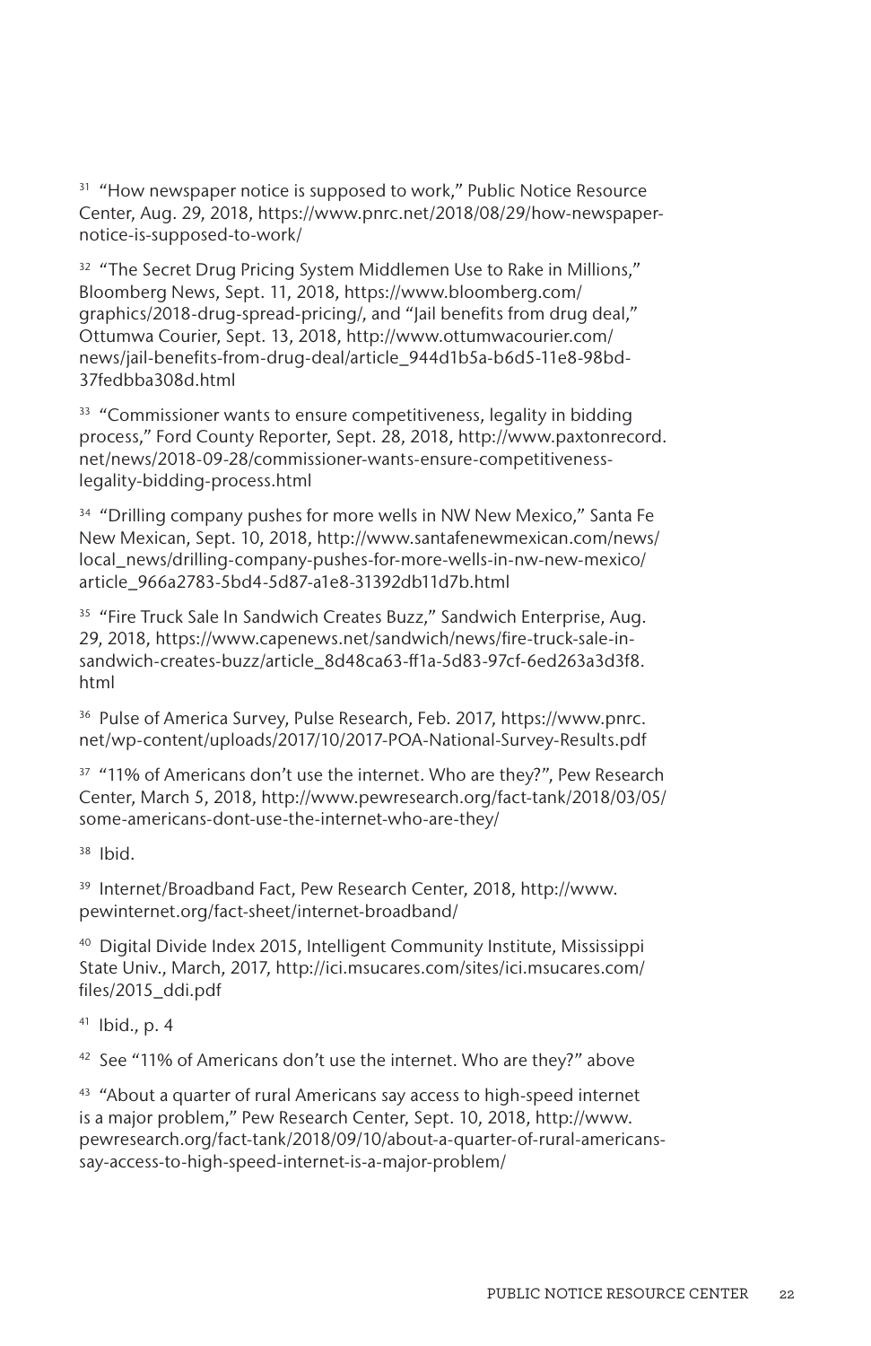[31] "How newspaper notice is supposed to work," Public Notice Resource Center, Aug. 29, 2018, https://www.pnrc.net/2018/08/29/how-newspaper-notice-is-supposed-to-work/

[32] "The Secret Drug Pricing System Middlemen Use to Rake in Millions," Bloomberg News, Sept. 11, 2018, https://www.bloomberg.com/graphics/2018-drug-spread-pricing/, and "Jail benefits from drug deal," Ottumwa Courier, Sept. 13, 2018, http://www.ottumwacourier.com/news/jail-benefits-from-drug-deal/article_944d1b5a-b6d5-11e8-98bd-37fedbba308d.html

[33] "Commissioner wants to ensure competitiveness, legality in bidding process," Ford County Reporter, Sept. 28, 2018, http://www.paxtonrecord.net/news/2018-09-28/commissioner-wants-ensure-competitiveness-legality-bidding-process.html

[34] "Drilling company pushes for more wells in NW New Mexico," Santa Fe New Mexican, Sept. 10, 2018, http://www.santafenewmexican.com/news/local_news/drilling-company-pushes-for-more-wells-in-nw-new-mexico/article_966a2783-5bd4-5d87-a1e8-31392db11d7b.html

[35] "Fire Truck Sale In Sandwich Creates Buzz," Sandwich Enterprise, Aug. 29, 2018, https://www.capenews.net/sandwich/news/fire-truck-sale-in-sandwich-creates-buzz/article_8d48ca63-ff1a-5d83-97cf-6ed263a3d3f8.html

[36] Pulse of America Survey, Pulse Research, Feb. 2017, https://www.pnrc.net/wp-content/uploads/2017/10/2017-POA-National-Survey-Results.pdf

[37] "11% of Americans don't use the internet. Who are they?", Pew Research Center, March 5, 2018, http://www.pewresearch.org/fact-tank/2018/03/05/some-americans-dont-use-the-internet-who-are-they/

[38] Ibid.

[39] Internet/Broadband Fact, Pew Research Center, 2018, http://www.pewinternet.org/fact-sheet/internet-broadband/

[40] Digital Divide Index 2015, Intelligent Community Institute, Mississippi State Univ., March, 2017, http://ici.msucares.com/sites/ici.msucares.com/files/2015_ddi.pdf

[41] Ibid., p. 4

[42] See "11% of Americans don't use the internet. Who are they?" above

[43] "About a quarter of rural Americans say access to high-speed internet is a major problem," Pew Research Center, Sept. 10, 2018, http://www.pewresearch.org/fact-tank/2018/09/10/about-a-quarter-of-rural-americans-say-access-to-high-speed-internet-is-a-major-problem/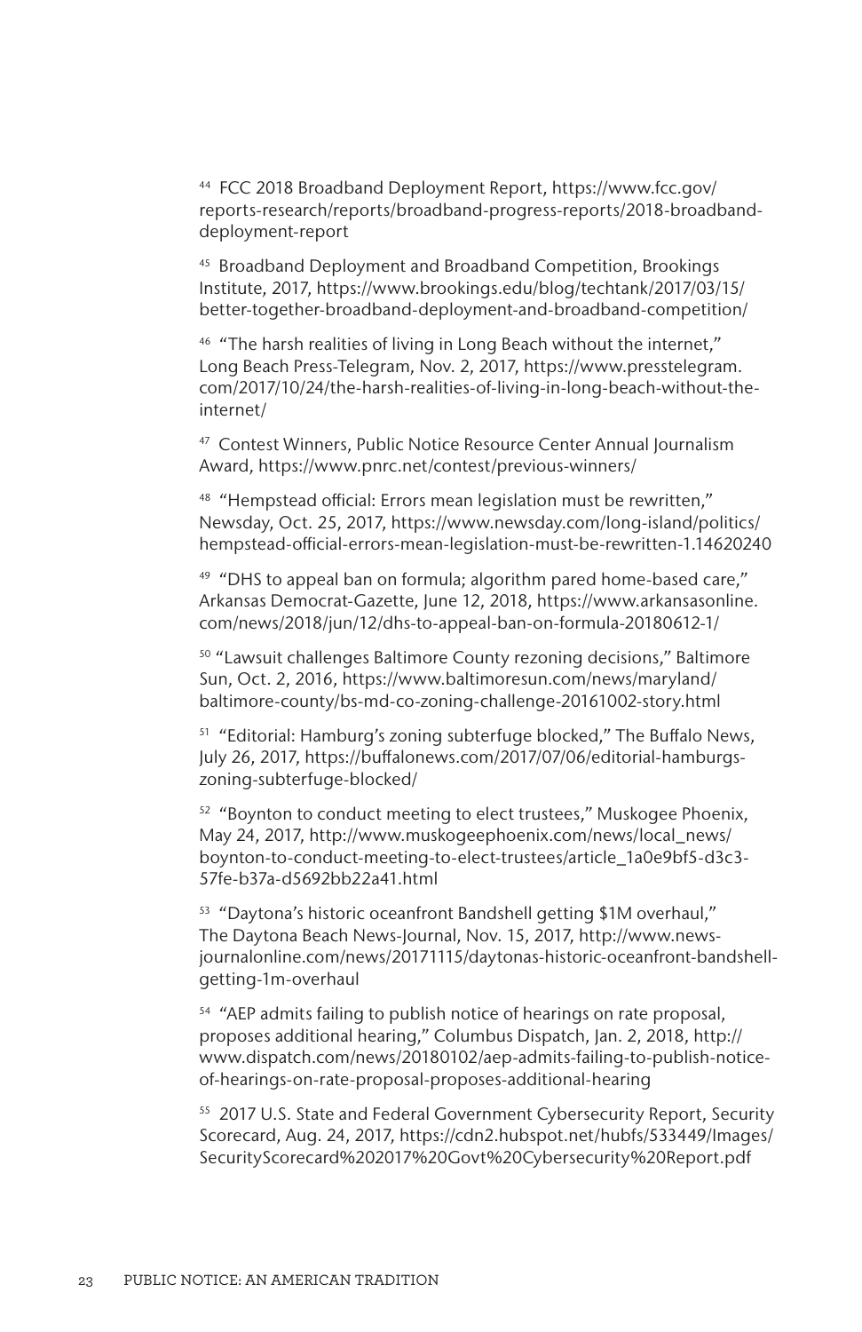[44] FCC 2018 Broadband Deployment Report, https://www.fcc.gov/reports-research/reports/broadband-progress-reports/2018-broadband-deployment-report

[45] Broadband Deployment and Broadband Competition, Brookings Institute, 2017, https://www.brookings.edu/blog/techtank/2017/03/15/better-together-broadband-deployment-and-broadband-competition/

[46] "The harsh realities of living in Long Beach without the internet," Long Beach Press-Telegram, Nov. 2, 2017, https://www.presstelegram.com/2017/10/24/the-harsh-realities-of-living-in-long-beach-without-the-internet/

[47] Contest Winners, Public Notice Resource Center Annual Journalism Award, https://www.pnrc.net/contest/previous-winners/

[48] "Hempstead official: Errors mean legislation must be rewritten," Newsday, Oct. 25, 2017, https://www.newsday.com/long-island/politics/hempstead-official-errors-mean-legislation-must-be-rewritten-1.14620240

[49] "DHS to appeal ban on formula; algorithm pared home-based care," Arkansas Democrat-Gazette, June 12, 2018, https://www.arkansasonline.com/news/2018/jun/12/dhs-to-appeal-ban-on-formula-20180612-1/

[50] "Lawsuit challenges Baltimore County rezoning decisions," Baltimore Sun, Oct. 2, 2016, https://www.baltimoresun.com/news/maryland/baltimore-county/bs-md-co-zoning-challenge-20161002-story.html

[51] "Editorial: Hamburg's zoning subterfuge blocked," The Buffalo News, July 26, 2017, https://buffalonews.com/2017/07/06/editorial-hamburgs-zoning-subterfuge-blocked/

[52] "Boynton to conduct meeting to elect trustees," Muskogee Phoenix, May 24, 2017, http://www.muskogeephoenix.com/news/local_news/boynton-to-conduct-meeting-to-elect-trustees/article_1a0e9bf5-d3c3-57fe-b37a-d5692bb22a41.html

[53] "Daytona's historic oceanfront Bandshell getting $1M overhaul," The Daytona Beach News-Journal, Nov. 15, 2017, http://www.news-journalonline.com/news/20171115/daytonas-historic-oceanfront-bandshell-getting-1m-overhaul

[54] "AEP admits failing to publish notice of hearings on rate proposal, proposes additional hearing," Columbus Dispatch, Jan. 2, 2018, http://www.dispatch.com/news/20180102/aep-admits-failing-to-publish-notice-of-hearings-on-rate-proposal-proposes-additional-hearing

[55] 2017 U.S. State and Federal Government Cybersecurity Report, Security Scorecard, Aug. 24, 2017, https://cdn2.hubspot.net/hubfs/533449/Images/SecurityScorecard%202017%20Govt%20Cybersecurity%20Report.pdf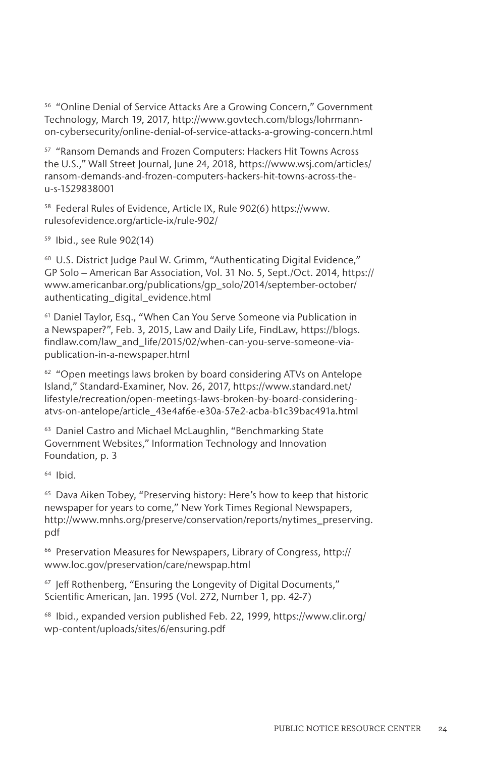[56] "Online Denial of Service Attacks Are a Growing Concern," Government Technology, March 19, 2017, http://www.govtech.com/blogs/lohrmann-on-cybersecurity/online-denial-of-service-attacks-a-growing-concern.html

[57] "Ransom Demands and Frozen Computers: Hackers Hit Towns Across the U.S.," Wall Street Journal, June 24, 2018, https://www.wsj.com/articles/ransom-demands-and-frozen-computers-hackers-hit-towns-across-the-u-s-1529838001

[58] Federal Rules of Evidence, Article IX, Rule 902(6) https://www.rulesofevidence.org/article-ix/rule-902/

[59] Ibid., see Rule 902(14)

[60] U.S. District Judge Paul W. Grimm, "Authenticating Digital Evidence," GP Solo – American Bar Association, Vol. 31 No. 5, Sept./Oct. 2014, https://www.americanbar.org/publications/gp_solo/2014/september-october/authenticating_digital_evidence.html

[61] Daniel Taylor, Esq., "When Can You Serve Someone via Publication in a Newspaper?", Feb. 3, 2015, Law and Daily Life, FindLaw, https://blogs.findlaw.com/law_and_life/2015/02/when-can-you-serve-someone-via-publication-in-a-newspaper.html

[62] "Open meetings laws broken by board considering ATVs on Antelope Island," Standard-Examiner, Nov. 26, 2017, https://www.standard.net/lifestyle/recreation/open-meetings-laws-broken-by-board-considering-atvs-on-antelope/article_43e4af6e-e30a-57e2-acba-b1c39bac491a.html

[63] Daniel Castro and Michael McLaughlin, "Benchmarking State Government Websites," Information Technology and Innovation Foundation, p. 3

[64] Ibid.

[65] Dava Aiken Tobey, "Preserving history: Here's how to keep that historic newspaper for years to come," New York Times Regional Newspapers, http://www.mnhs.org/preserve/conservation/reports/nytimes_preserving.pdf

[66] Preservation Measures for Newspapers, Library of Congress, http://www.loc.gov/preservation/care/newspap.html

[67] Jeff Rothenberg, "Ensuring the Longevity of Digital Documents," Scientific American, Jan. 1995 (Vol. 272, Number 1, pp. 42-7)

[68] Ibid., expanded version published Feb. 22, 1999, https://www.clir.org/wp-content/uploads/sites/6/ensuring.pdf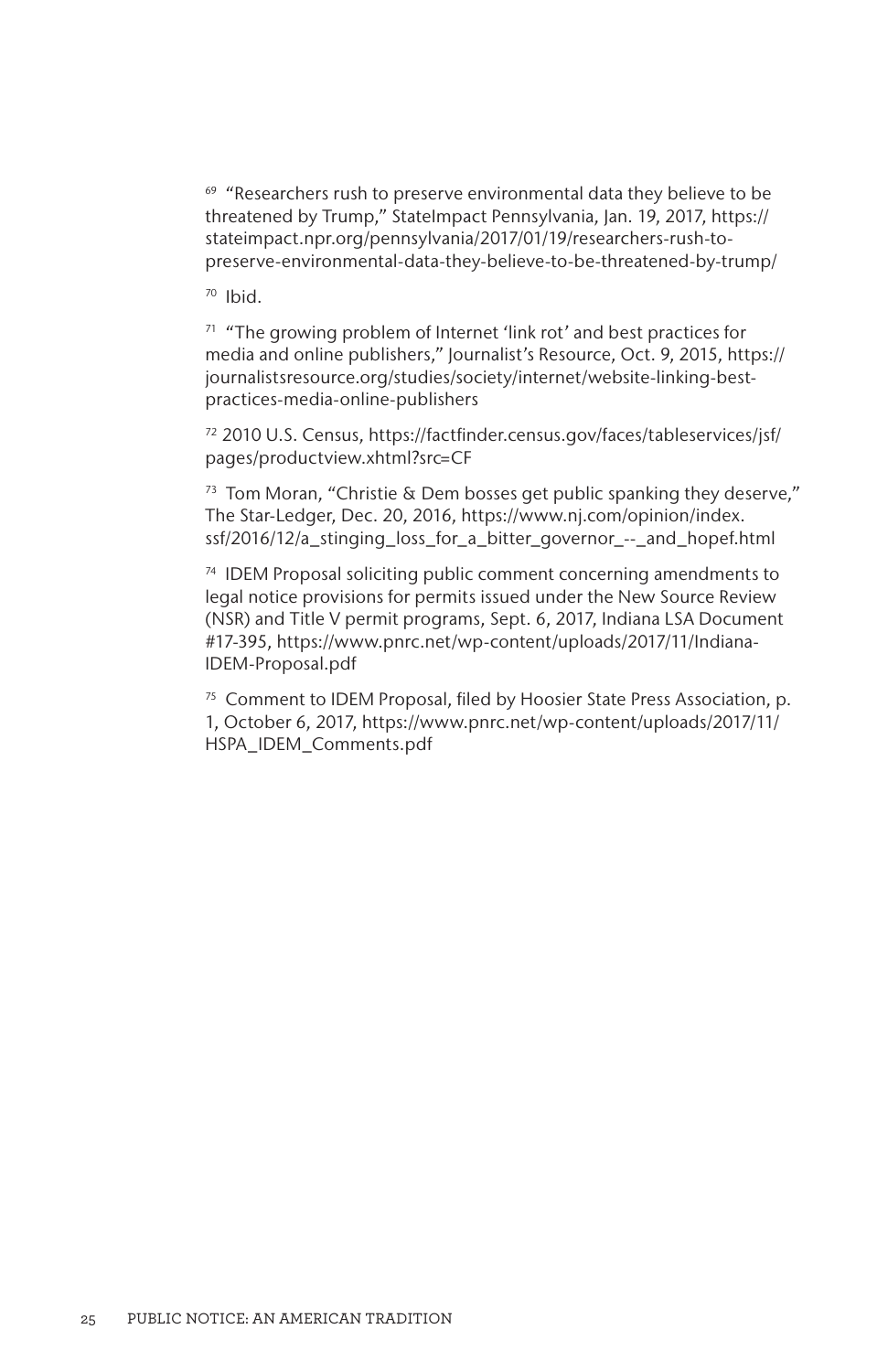[69] "Researchers rush to preserve environmental data they believe to be threatened by Trump," StateImpact Pennsylvania, Jan. 19, 2017, https://stateimpact.npr.org/pennsylvania/2017/01/19/researchers-rush-to-preserve-environmental-data-they-believe-to-be-threatened-by-trump/

[70] Ibid.

[71] "The growing problem of Internet 'link rot' and best practices for media and online publishers," Journalist's Resource, Oct. 9, 2015, https://journalistsresource.org/studies/society/internet/website-linking-best-practices-media-online-publishers

[72] 2010 U.S. Census, https://factfinder.census.gov/faces/tableservices/jsf/pages/productview.xhtml?src=CF

[73] Tom Moran, "Christie & Dem bosses get public spanking they deserve," The Star-Ledger, Dec. 20, 2016, https://www.nj.com/opinion/index.ssf/2016/12/a_stinging_loss_for_a_bitter_governor_--_and_hopef.html

[74] IDEM Proposal soliciting public comment concerning amendments to legal notice provisions for permits issued under the New Source Review (NSR) and Title V permit programs, Sept. 6, 2017, Indiana LSA Document #17-395, https://www.pnrc.net/wp-content/uploads/2017/11/Indiana-IDEM-Proposal.pdf

[75] Comment to IDEM Proposal, filed by Hoosier State Press Association, p. 1, October 6, 2017, https://www.pnrc.net/wp-content/uploads/2017/11/HSPA_IDEM_Comments.pdf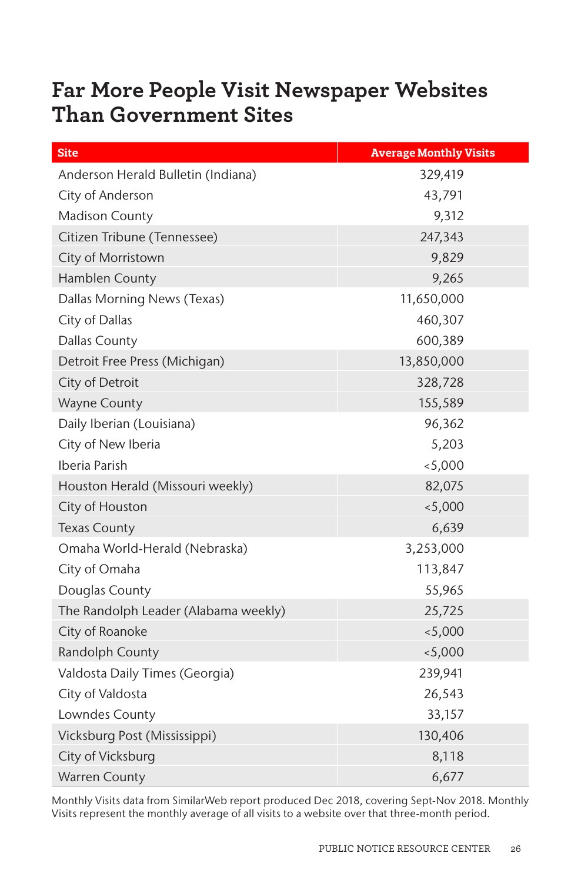# Far More People Visit Newspaper Websites Than Government Sites

| Site | Average Monthly Visits |
|---|---|
| Anderson Herald Bulletin (Indiana) | 329,419 |
| City of Anderson | 43,791 |
| Madison County | 9,312 |
| Citizen Tribune (Tennessee) | 247,343 |
| City of Morristown | 9,829 |
| Hamblen County | 9,265 |
| Dallas Morning News (Texas) | 11,650,000 |
| City of Dallas | 460,307 |
| Dallas County | 600,389 |
| Detroit Free Press (Michigan) | 13,850,000 |
| City of Detroit | 328,728 |
| Wayne County | 155,589 |
| Daily Iberian (Louisiana) | 96,362 |
| City of New Iberia | 5,203 |
| Iberia Parish | <5,000 |
| Houston Herald (Missouri weekly) | 82,075 |
| City of Houston | <5,000 |
| Texas County | 6,639 |
| Omaha World-Herald (Nebraska) | 3,253,000 |
| City of Omaha | 113,847 |
| Douglas County | 55,965 |
| The Randolph Leader (Alabama weekly) | 25,725 |
| City of Roanoke | <5,000 |
| Randolph County | <5,000 |
| Valdosta Daily Times (Georgia) | 239,941 |
| City of Valdosta | 26,543 |
| Lowndes County | 33,157 |
| Vicksburg Post (Mississippi) | 130,406 |
| City of Vicksburg | 8,118 |
| Warren County | 6,677 |

Monthly Visits data from SimilarWeb report produced Dec 2018, covering Sept-Nov 2018. Monthly Visits represent the monthly average of all visits to a website over that three-month period.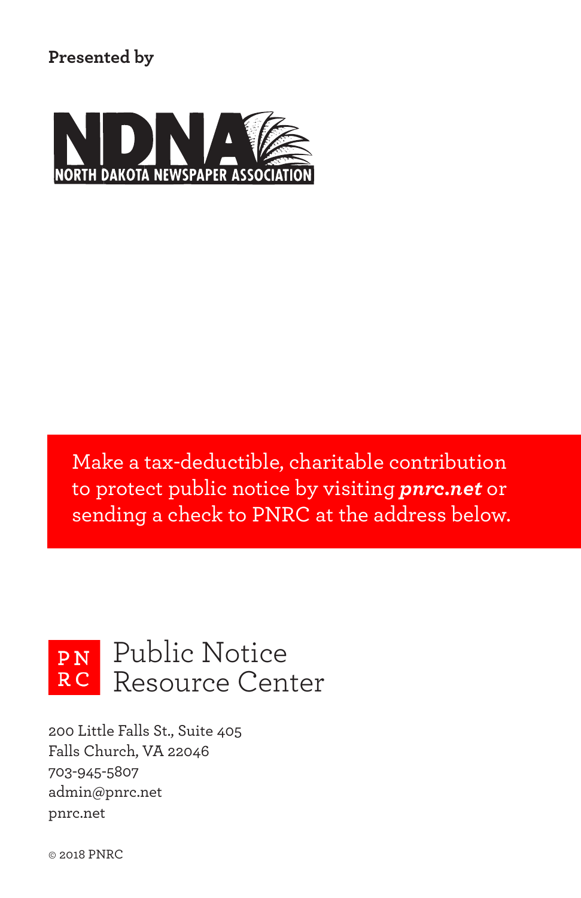**Presented by**

NDNA
NORTH DAKOTA NEWSPAPER ASSOCIATION

Make a tax-deductible, charitable contribution to protect public notice by visiting ***pnrc.net*** or sending a check to PNRC at the address below.

PN
RC

Public Notice Resource Center

200 Little Falls St., Suite 405
Falls Church, VA 22046
703-945-5807
admin@pnrc.net
pnrc.net

© 2018 PNRC